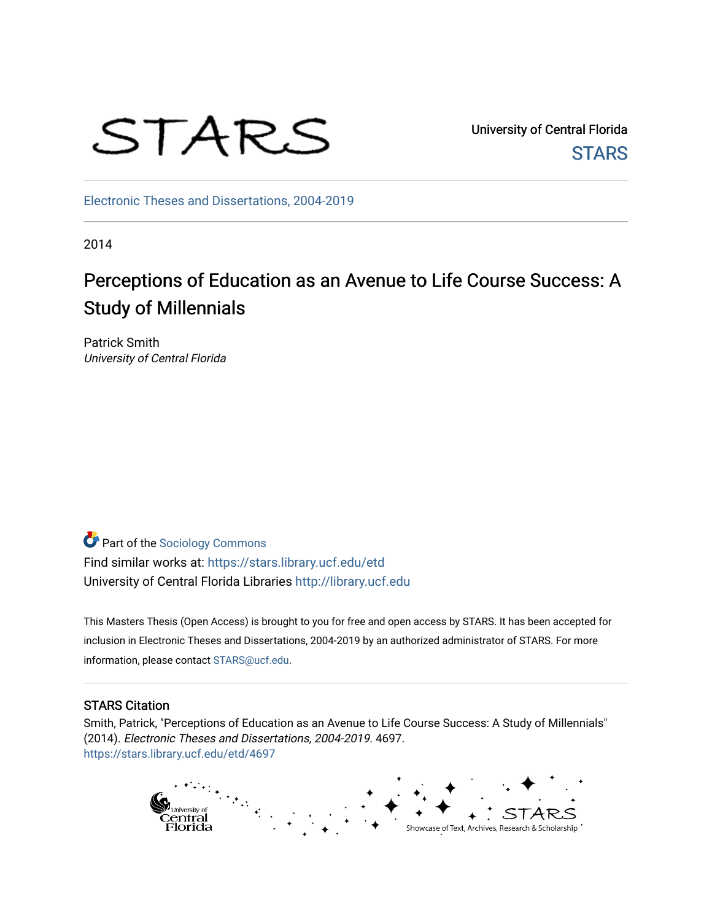STARS

University of Central Florida
STARS

Electronic Theses and Dissertations, 2004-2019

2014

# Perceptions of Education as an Avenue to Life Course Success: A Study of Millennials

Patrick Smith
*University of Central Florida*

Part of the Sociology Commons

Find similar works at: https://stars.library.ucf.edu/etd
University of Central Florida Libraries http://library.ucf.edu

This Masters Thesis (Open Access) is brought to you for free and open access by STARS. It has been accepted for inclusion in Electronic Theses and Dissertations, 2004-2019 by an authorized administrator of STARS. For more information, please contact STARS@ucf.edu.

## STARS Citation

Smith, Patrick, "Perceptions of Education as an Avenue to Life Course Success: A Study of Millennials" (2014). *Electronic Theses and Dissertations, 2004-2019*. 4697.
https://stars.library.ucf.edu/etd/4697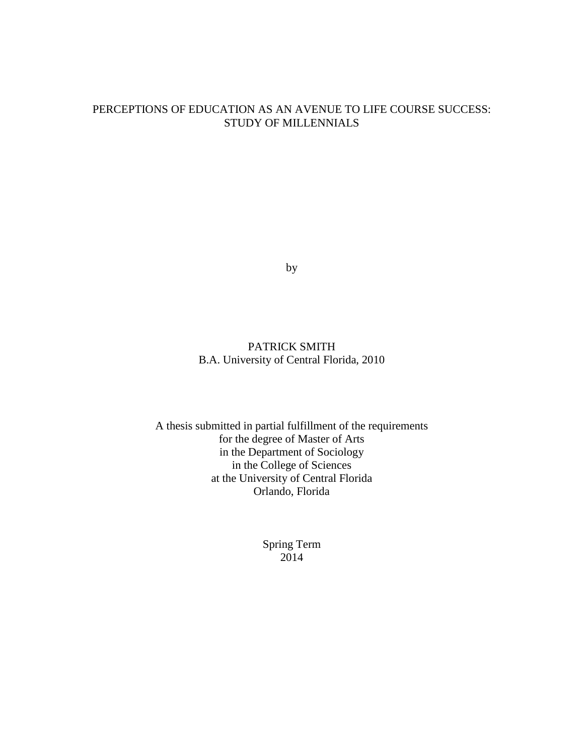# PERCEPTIONS OF EDUCATION AS AN AVENUE TO LIFE COURSE SUCCESS: STUDY OF MILLENNIALS

by

PATRICK SMITH
B.A. University of Central Florida, 2010

A thesis submitted in partial fulfillment of the requirements
for the degree of Master of Arts
in the Department of Sociology
in the College of Sciences
at the University of Central Florida
Orlando, Florida

Spring Term
2014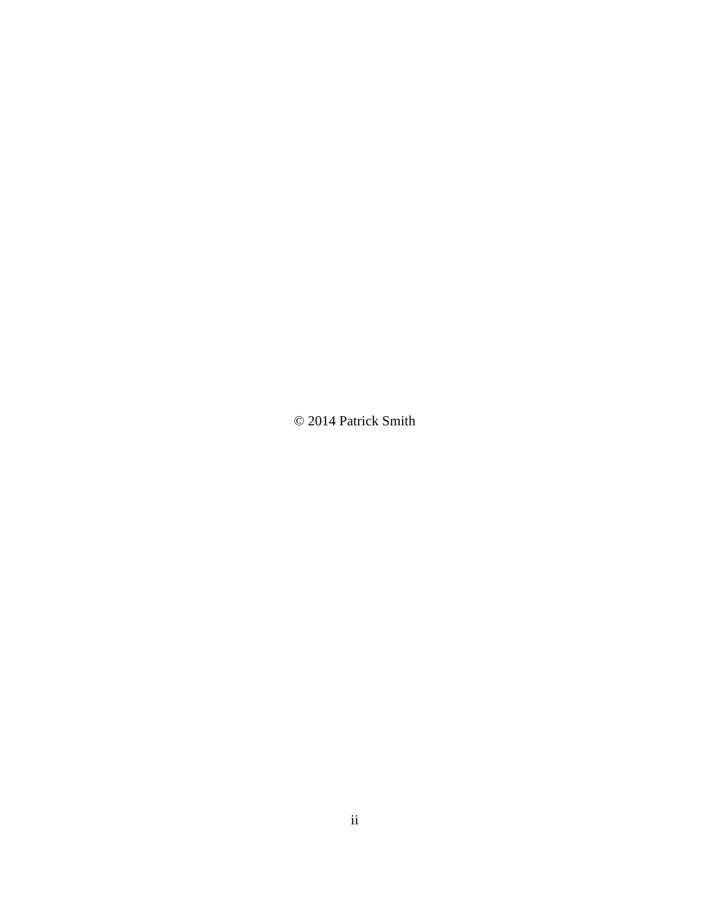© 2014 Patrick Smith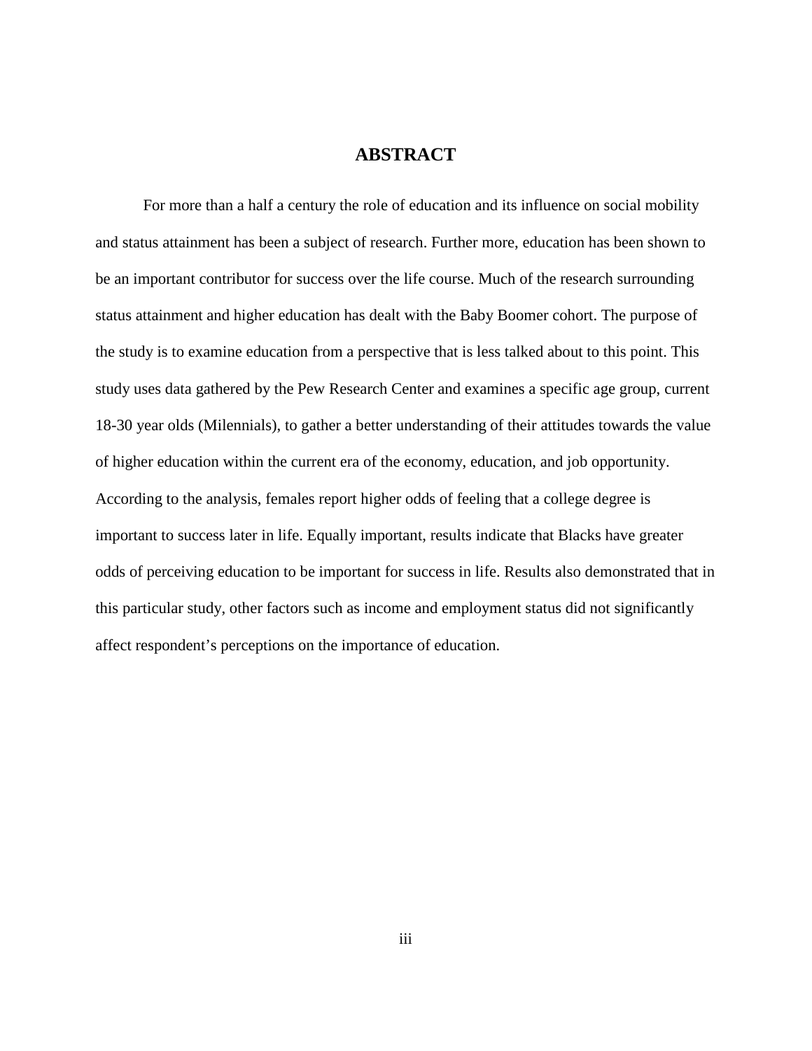# ABSTRACT

For more than a half a century the role of education and its influence on social mobility and status attainment has been a subject of research. Further more, education has been shown to be an important contributor for success over the life course. Much of the research surrounding status attainment and higher education has dealt with the Baby Boomer cohort. The purpose of the study is to examine education from a perspective that is less talked about to this point. This study uses data gathered by the Pew Research Center and examines a specific age group, current 18-30 year olds (Milennials), to gather a better understanding of their attitudes towards the value of higher education within the current era of the economy, education, and job opportunity. According to the analysis, females report higher odds of feeling that a college degree is important to success later in life. Equally important, results indicate that Blacks have greater odds of perceiving education to be important for success in life. Results also demonstrated that in this particular study, other factors such as income and employment status did not significantly affect respondent's perceptions on the importance of education.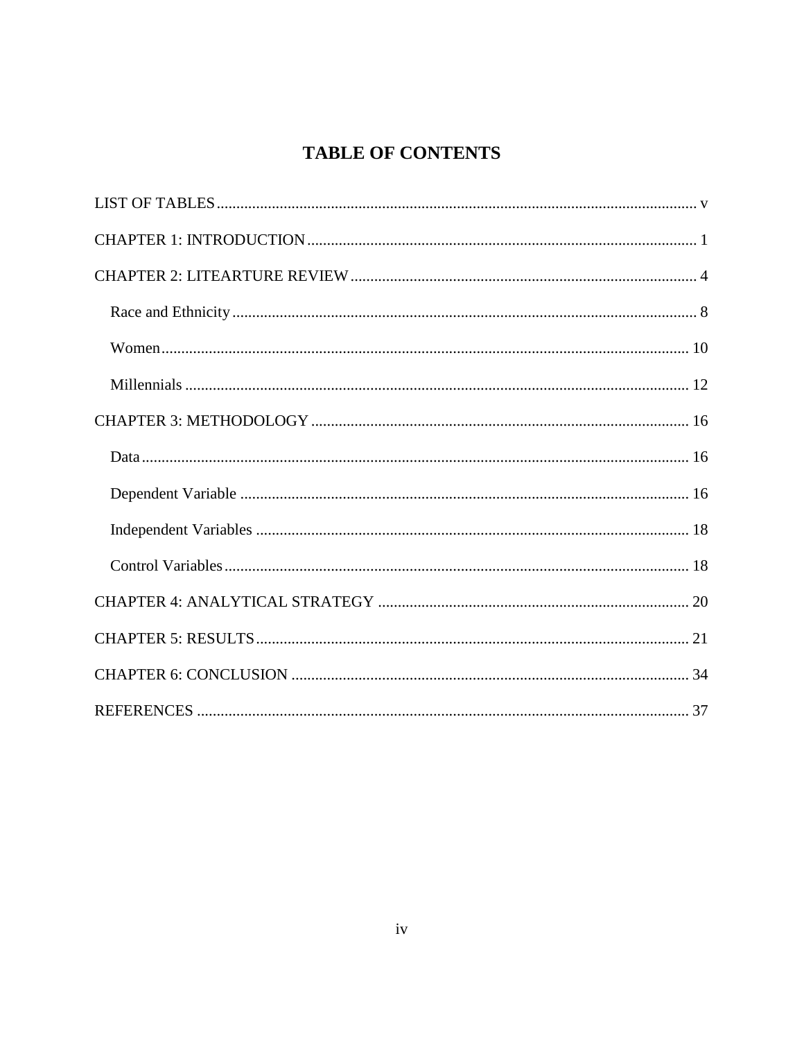# TABLE OF CONTENTS

LIST OF TABLES ........................................................................................................................ v

CHAPTER 1: INTRODUCTION .................................................................................................. 1

CHAPTER 2: LITEARTURE REVIEW ....................................................................................... 4

- Race and Ethnicity ..................................................................................................................... 8
- Women ..................................................................................................................................... 10
- Millennials ................................................................................................................................ 12

CHAPTER 3: METHODOLOGY ................................................................................................ 16

- Data .......................................................................................................................................... 16
- Dependent Variable ................................................................................................................. 16
- Independent Variables ............................................................................................................. 18
- Control Variables ...................................................................................................................... 18

CHAPTER 4: ANALYTICAL STRATEGY .............................................................................. 20

CHAPTER 5: RESULTS ............................................................................................................. 21

CHAPTER 6: CONCLUSION .................................................................................................... 34

REFERENCES ............................................................................................................................ 37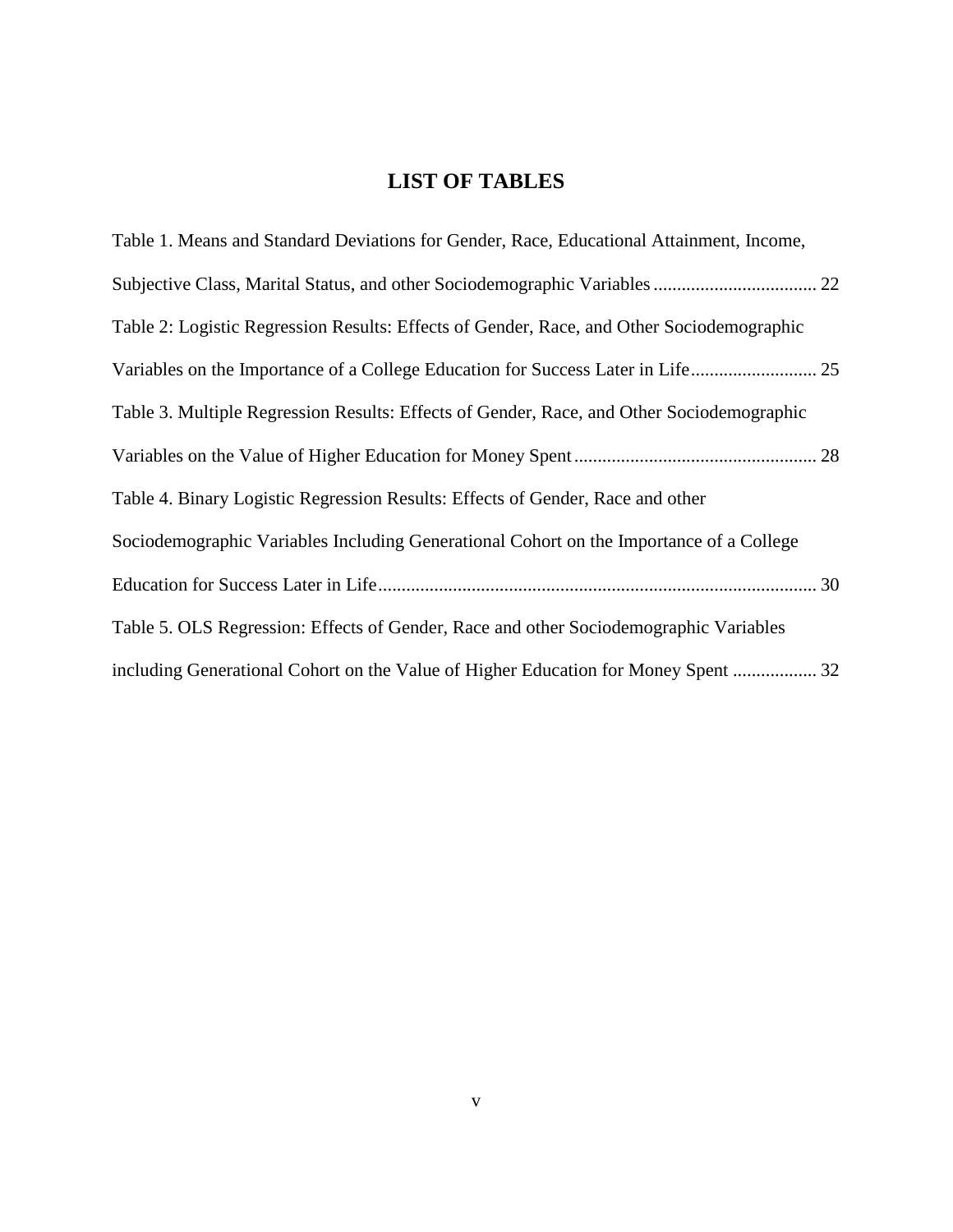# LIST OF TABLES

Table 1. Means and Standard Deviations for Gender, Race, Educational Attainment, Income, Subjective Class, Marital Status, and other Sociodemographic Variables .................................. 22

Table 2: Logistic Regression Results: Effects of Gender, Race, and Other Sociodemographic Variables on the Importance of a College Education for Success Later in Life........................... 25

Table 3. Multiple Regression Results: Effects of Gender, Race, and Other Sociodemographic Variables on the Value of Higher Education for Money Spent.................................................... 28

Table 4. Binary Logistic Regression Results: Effects of Gender, Race and other Sociodemographic Variables Including Generational Cohort on the Importance of a College Education for Success Later in Life............................................................................................. 30

Table 5. OLS Regression: Effects of Gender, Race and other Sociodemographic Variables including Generational Cohort on the Value of Higher Education for Money Spent .................. 32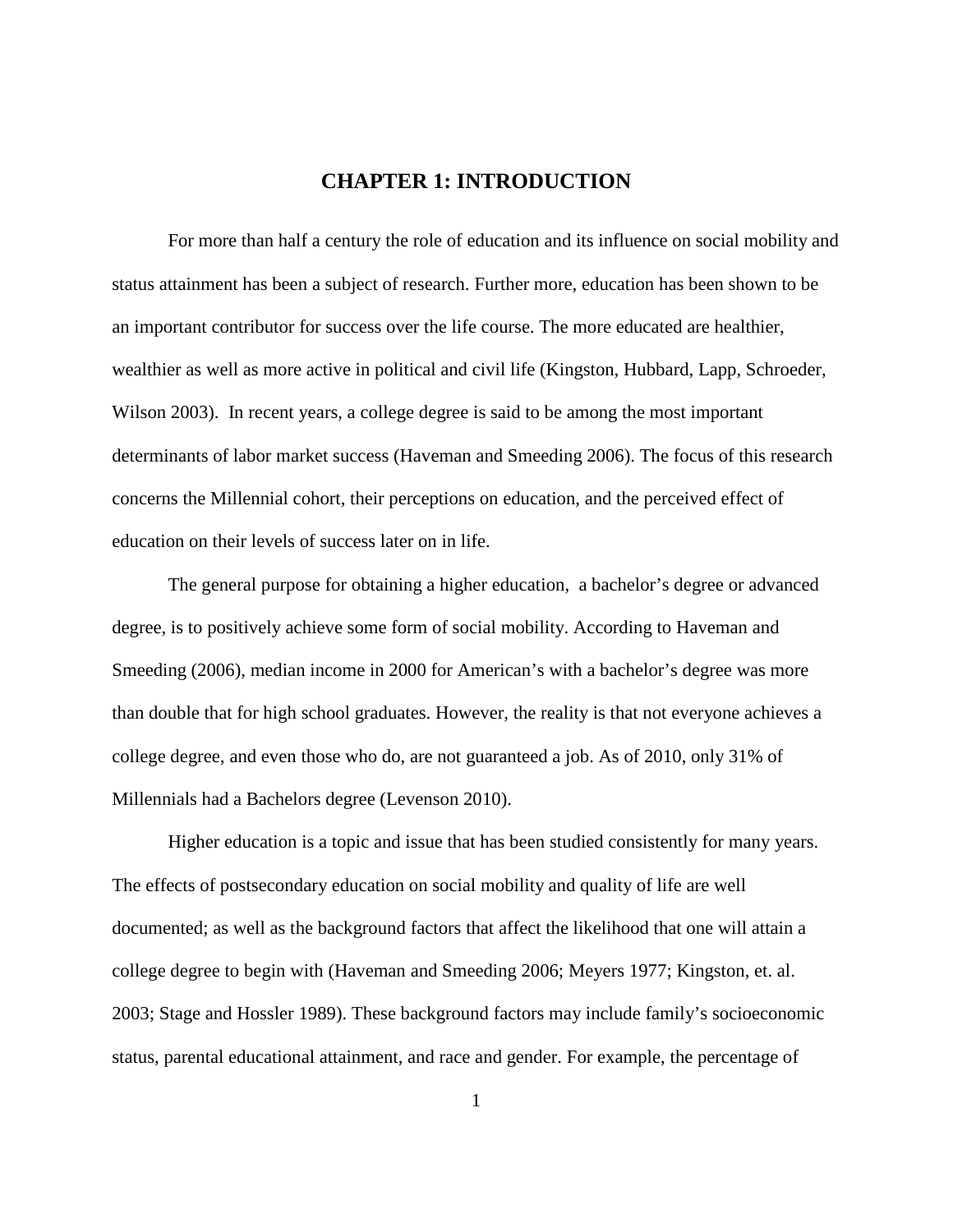# CHAPTER 1: INTRODUCTION

For more than half a century the role of education and its influence on social mobility and status attainment has been a subject of research. Further more, education has been shown to be an important contributor for success over the life course. The more educated are healthier, wealthier as well as more active in political and civil life (Kingston, Hubbard, Lapp, Schroeder, Wilson 2003). In recent years, a college degree is said to be among the most important determinants of labor market success (Haveman and Smeeding 2006). The focus of this research concerns the Millennial cohort, their perceptions on education, and the perceived effect of education on their levels of success later on in life.

The general purpose for obtaining a higher education, a bachelor's degree or advanced degree, is to positively achieve some form of social mobility. According to Haveman and Smeeding (2006), median income in 2000 for American's with a bachelor's degree was more than double that for high school graduates. However, the reality is that not everyone achieves a college degree, and even those who do, are not guaranteed a job. As of 2010, only 31% of Millennials had a Bachelors degree (Levenson 2010).

Higher education is a topic and issue that has been studied consistently for many years. The effects of postsecondary education on social mobility and quality of life are well documented; as well as the background factors that affect the likelihood that one will attain a college degree to begin with (Haveman and Smeeding 2006; Meyers 1977; Kingston, et. al. 2003; Stage and Hossler 1989). These background factors may include family's socioeconomic status, parental educational attainment, and race and gender. For example, the percentage of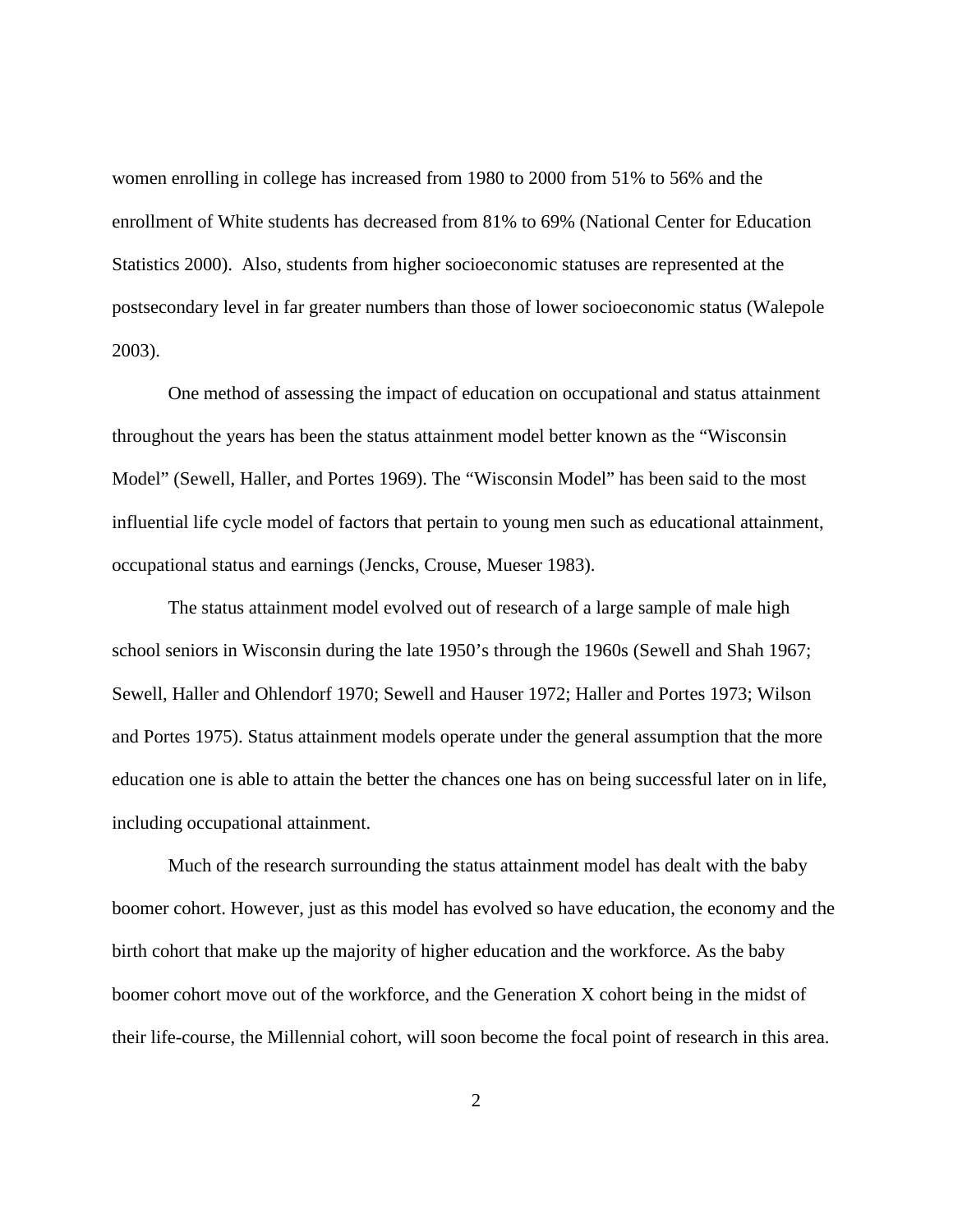women enrolling in college has increased from 1980 to 2000 from 51% to 56% and the enrollment of White students has decreased from 81% to 69% (National Center for Education Statistics 2000). Also, students from higher socioeconomic statuses are represented at the postsecondary level in far greater numbers than those of lower socioeconomic status (Walepole 2003).

One method of assessing the impact of education on occupational and status attainment throughout the years has been the status attainment model better known as the "Wisconsin Model" (Sewell, Haller, and Portes 1969). The "Wisconsin Model" has been said to the most influential life cycle model of factors that pertain to young men such as educational attainment, occupational status and earnings (Jencks, Crouse, Mueser 1983).

The status attainment model evolved out of research of a large sample of male high school seniors in Wisconsin during the late 1950's through the 1960s (Sewell and Shah 1967; Sewell, Haller and Ohlendorf 1970; Sewell and Hauser 1972; Haller and Portes 1973; Wilson and Portes 1975). Status attainment models operate under the general assumption that the more education one is able to attain the better the chances one has on being successful later on in life, including occupational attainment.

Much of the research surrounding the status attainment model has dealt with the baby boomer cohort. However, just as this model has evolved so have education, the economy and the birth cohort that make up the majority of higher education and the workforce. As the baby boomer cohort move out of the workforce, and the Generation X cohort being in the midst of their life-course, the Millennial cohort, will soon become the focal point of research in this area.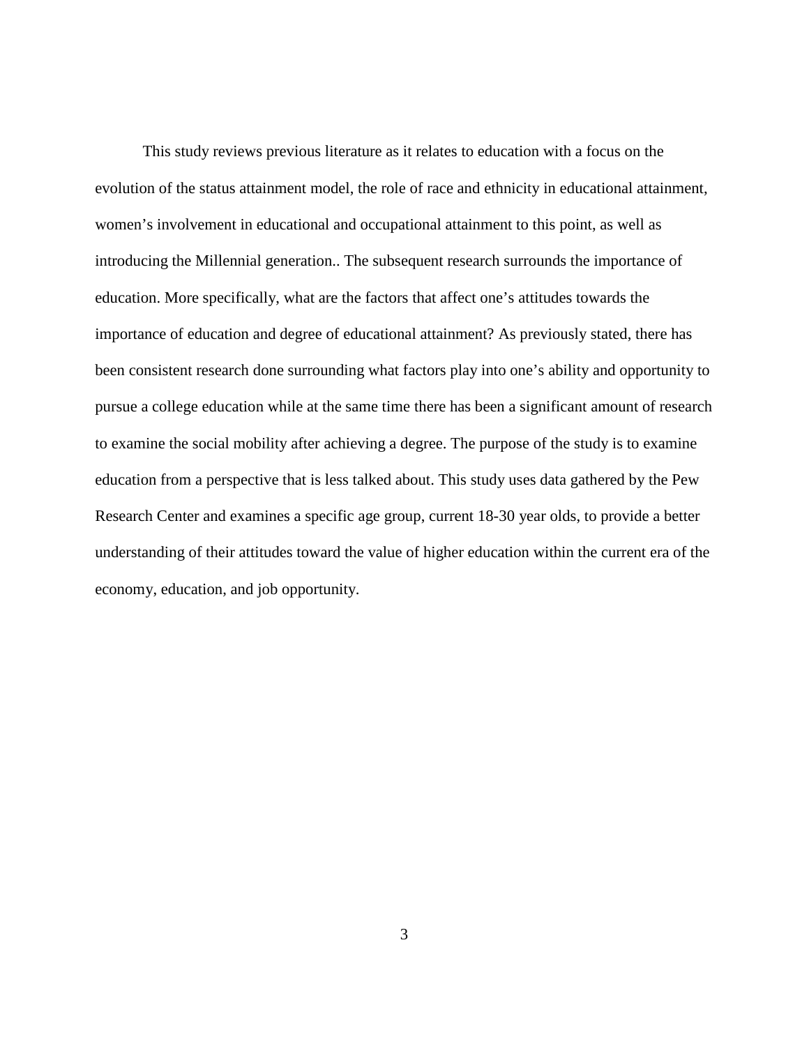This study reviews previous literature as it relates to education with a focus on the evolution of the status attainment model, the role of race and ethnicity in educational attainment, women's involvement in educational and occupational attainment to this point, as well as introducing the Millennial generation.. The subsequent research surrounds the importance of education. More specifically, what are the factors that affect one's attitudes towards the importance of education and degree of educational attainment? As previously stated, there has been consistent research done surrounding what factors play into one's ability and opportunity to pursue a college education while at the same time there has been a significant amount of research to examine the social mobility after achieving a degree. The purpose of the study is to examine education from a perspective that is less talked about. This study uses data gathered by the Pew Research Center and examines a specific age group, current 18-30 year olds, to provide a better understanding of their attitudes toward the value of higher education within the current era of the economy, education, and job opportunity.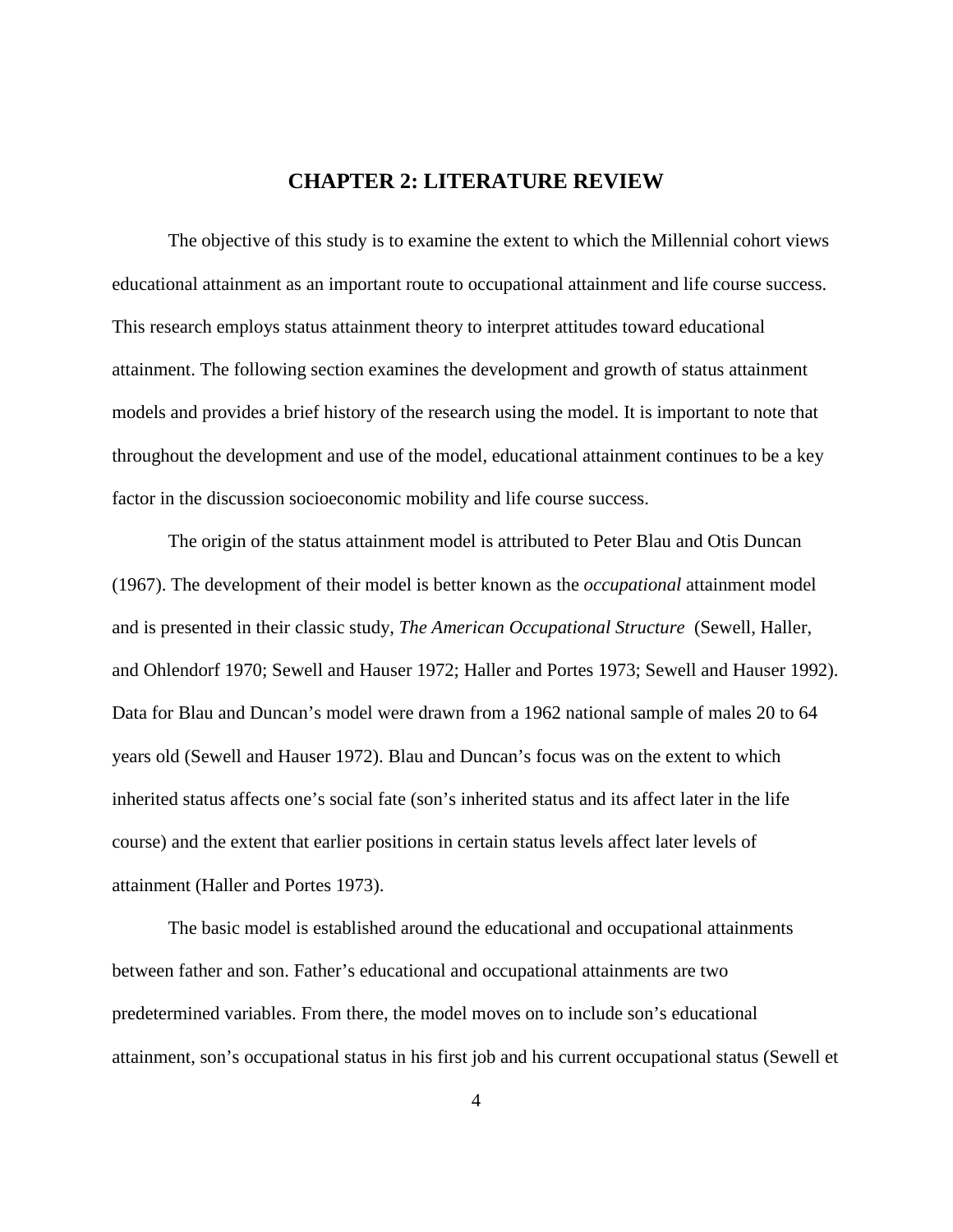# CHAPTER 2: LITERATURE REVIEW

The objective of this study is to examine the extent to which the Millennial cohort views educational attainment as an important route to occupational attainment and life course success. This research employs status attainment theory to interpret attitudes toward educational attainment. The following section examines the development and growth of status attainment models and provides a brief history of the research using the model. It is important to note that throughout the development and use of the model, educational attainment continues to be a key factor in the discussion socioeconomic mobility and life course success.

The origin of the status attainment model is attributed to Peter Blau and Otis Duncan (1967). The development of their model is better known as the *occupational* attainment model and is presented in their classic study, *The American Occupational Structure* (Sewell, Haller, and Ohlendorf 1970; Sewell and Hauser 1972; Haller and Portes 1973; Sewell and Hauser 1992). Data for Blau and Duncan's model were drawn from a 1962 national sample of males 20 to 64 years old (Sewell and Hauser 1972). Blau and Duncan's focus was on the extent to which inherited status affects one's social fate (son's inherited status and its affect later in the life course) and the extent that earlier positions in certain status levels affect later levels of attainment (Haller and Portes 1973).

The basic model is established around the educational and occupational attainments between father and son. Father's educational and occupational attainments are two predetermined variables. From there, the model moves on to include son's educational attainment, son's occupational status in his first job and his current occupational status (Sewell et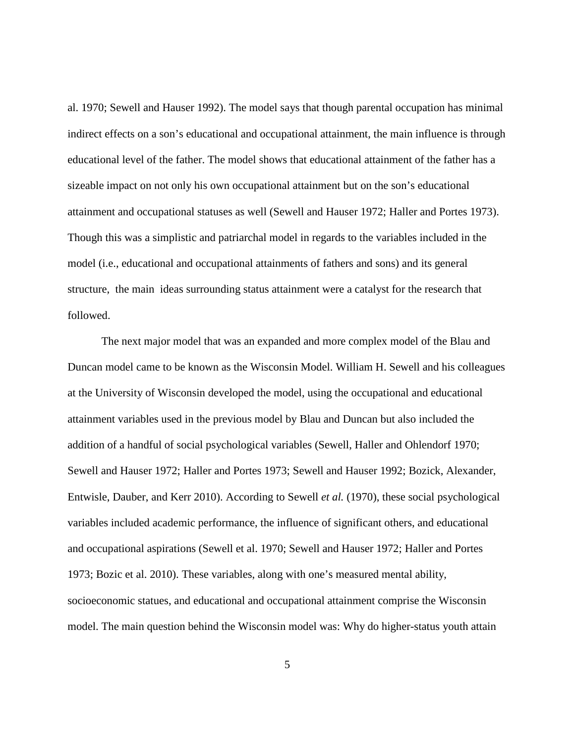al. 1970; Sewell and Hauser 1992). The model says that though parental occupation has minimal indirect effects on a son's educational and occupational attainment, the main influence is through educational level of the father. The model shows that educational attainment of the father has a sizeable impact on not only his own occupational attainment but on the son's educational attainment and occupational statuses as well (Sewell and Hauser 1972; Haller and Portes 1973). Though this was a simplistic and patriarchal model in regards to the variables included in the model (i.e., educational and occupational attainments of fathers and sons) and its general structure, the main ideas surrounding status attainment were a catalyst for the research that followed.

The next major model that was an expanded and more complex model of the Blau and Duncan model came to be known as the Wisconsin Model. William H. Sewell and his colleagues at the University of Wisconsin developed the model, using the occupational and educational attainment variables used in the previous model by Blau and Duncan but also included the addition of a handful of social psychological variables (Sewell, Haller and Ohlendorf 1970; Sewell and Hauser 1972; Haller and Portes 1973; Sewell and Hauser 1992; Bozick, Alexander, Entwisle, Dauber, and Kerr 2010). According to Sewell *et al.* (1970), these social psychological variables included academic performance, the influence of significant others, and educational and occupational aspirations (Sewell et al. 1970; Sewell and Hauser 1972; Haller and Portes 1973; Bozic et al. 2010). These variables, along with one's measured mental ability, socioeconomic statues, and educational and occupational attainment comprise the Wisconsin model. The main question behind the Wisconsin model was: Why do higher-status youth attain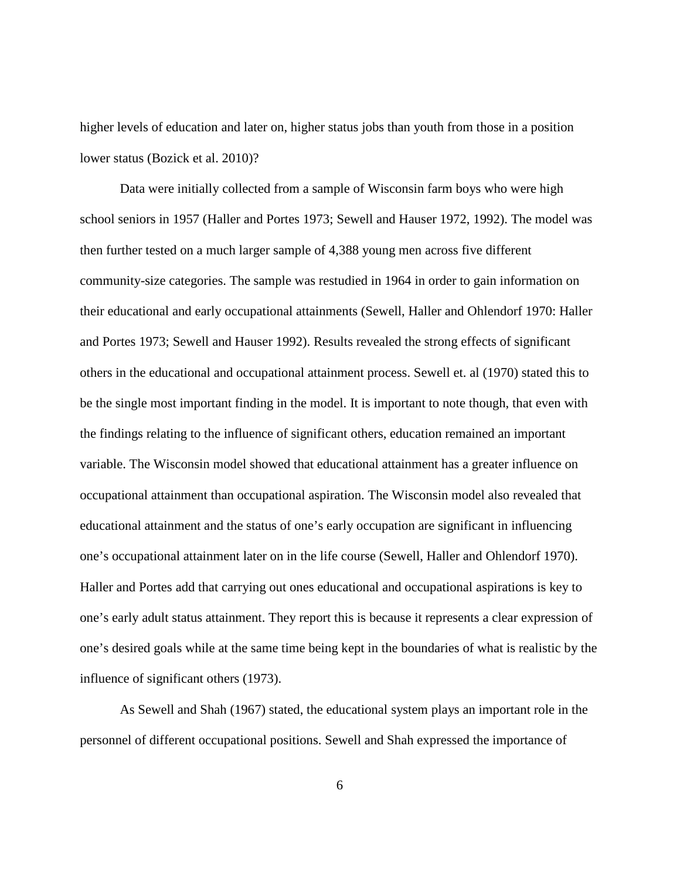higher levels of education and later on, higher status jobs than youth from those in a position lower status (Bozick et al. 2010)?

Data were initially collected from a sample of Wisconsin farm boys who were high school seniors in 1957 (Haller and Portes 1973; Sewell and Hauser 1972, 1992). The model was then further tested on a much larger sample of 4,388 young men across five different community-size categories. The sample was restudied in 1964 in order to gain information on their educational and early occupational attainments (Sewell, Haller and Ohlendorf 1970: Haller and Portes 1973; Sewell and Hauser 1992). Results revealed the strong effects of significant others in the educational and occupational attainment process. Sewell et. al (1970) stated this to be the single most important finding in the model. It is important to note though, that even with the findings relating to the influence of significant others, education remained an important variable. The Wisconsin model showed that educational attainment has a greater influence on occupational attainment than occupational aspiration. The Wisconsin model also revealed that educational attainment and the status of one's early occupation are significant in influencing one's occupational attainment later on in the life course (Sewell, Haller and Ohlendorf 1970). Haller and Portes add that carrying out ones educational and occupational aspirations is key to one's early adult status attainment. They report this is because it represents a clear expression of one's desired goals while at the same time being kept in the boundaries of what is realistic by the influence of significant others (1973).

As Sewell and Shah (1967) stated, the educational system plays an important role in the personnel of different occupational positions. Sewell and Shah expressed the importance of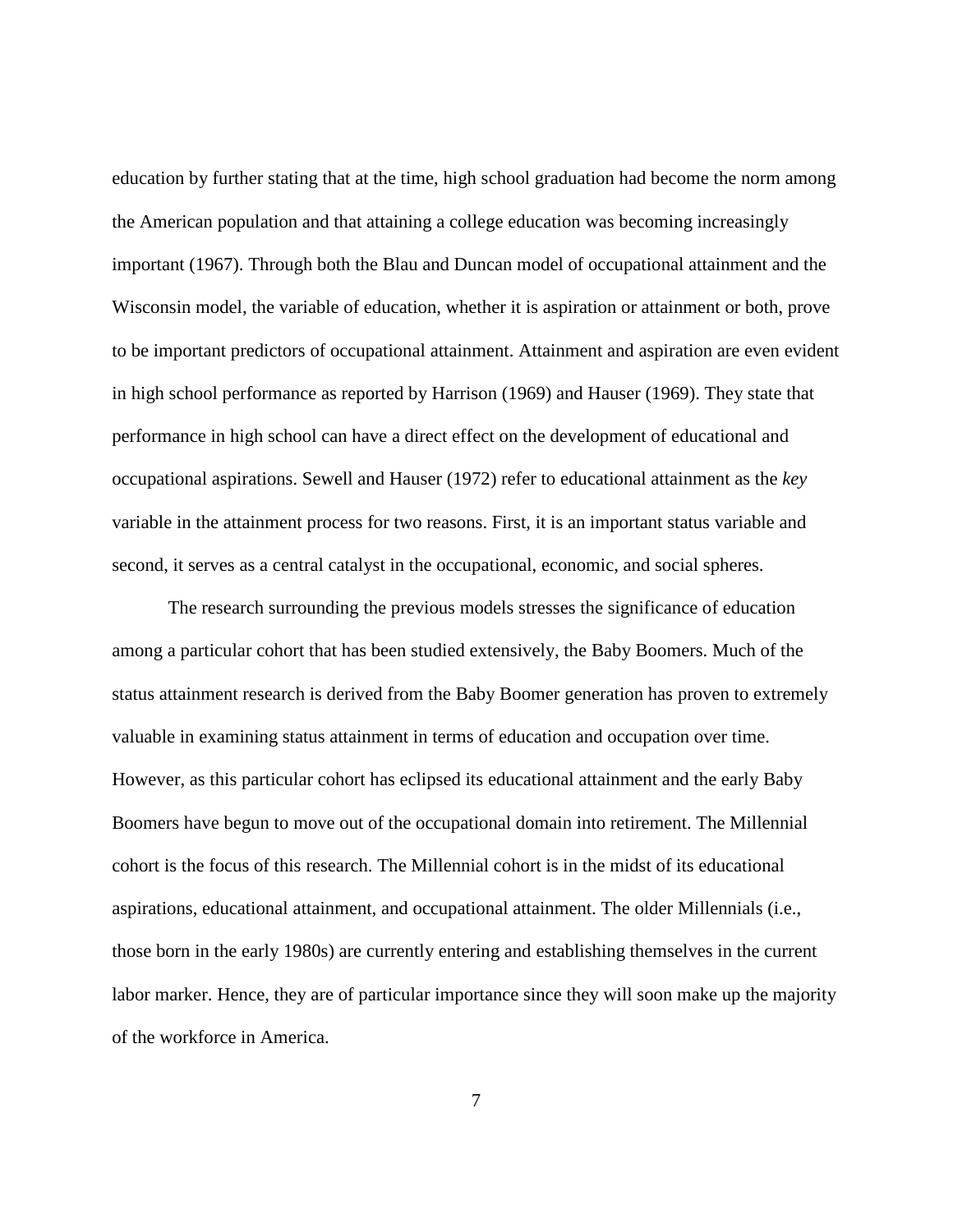education by further stating that at the time, high school graduation had become the norm among the American population and that attaining a college education was becoming increasingly important (1967). Through both the Blau and Duncan model of occupational attainment and the Wisconsin model, the variable of education, whether it is aspiration or attainment or both, prove to be important predictors of occupational attainment. Attainment and aspiration are even evident in high school performance as reported by Harrison (1969) and Hauser (1969). They state that performance in high school can have a direct effect on the development of educational and occupational aspirations. Sewell and Hauser (1972) refer to educational attainment as the *key* variable in the attainment process for two reasons. First, it is an important status variable and second, it serves as a central catalyst in the occupational, economic, and social spheres.

The research surrounding the previous models stresses the significance of education among a particular cohort that has been studied extensively, the Baby Boomers. Much of the status attainment research is derived from the Baby Boomer generation has proven to extremely valuable in examining status attainment in terms of education and occupation over time. However, as this particular cohort has eclipsed its educational attainment and the early Baby Boomers have begun to move out of the occupational domain into retirement. The Millennial cohort is the focus of this research. The Millennial cohort is in the midst of its educational aspirations, educational attainment, and occupational attainment. The older Millennials (i.e., those born in the early 1980s) are currently entering and establishing themselves in the current labor marker. Hence, they are of particular importance since they will soon make up the majority of the workforce in America.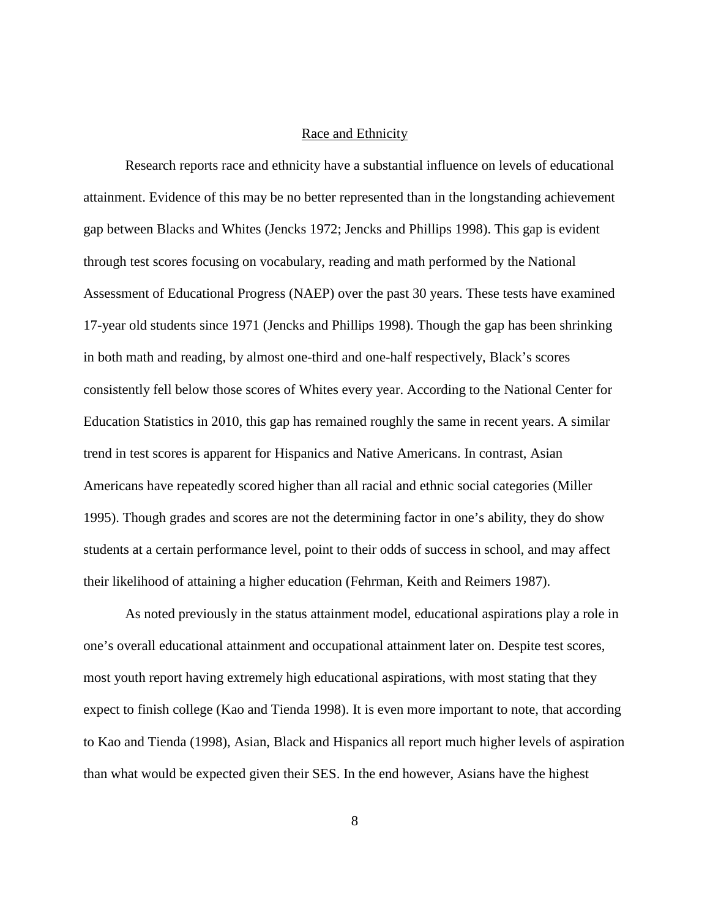## Race and Ethnicity

Research reports race and ethnicity have a substantial influence on levels of educational attainment. Evidence of this may be no better represented than in the longstanding achievement gap between Blacks and Whites (Jencks 1972; Jencks and Phillips 1998). This gap is evident through test scores focusing on vocabulary, reading and math performed by the National Assessment of Educational Progress (NAEP) over the past 30 years. These tests have examined 17-year old students since 1971 (Jencks and Phillips 1998). Though the gap has been shrinking in both math and reading, by almost one-third and one-half respectively, Black's scores consistently fell below those scores of Whites every year. According to the National Center for Education Statistics in 2010, this gap has remained roughly the same in recent years. A similar trend in test scores is apparent for Hispanics and Native Americans. In contrast, Asian Americans have repeatedly scored higher than all racial and ethnic social categories (Miller 1995). Though grades and scores are not the determining factor in one's ability, they do show students at a certain performance level, point to their odds of success in school, and may affect their likelihood of attaining a higher education (Fehrman, Keith and Reimers 1987).

As noted previously in the status attainment model, educational aspirations play a role in one's overall educational attainment and occupational attainment later on. Despite test scores, most youth report having extremely high educational aspirations, with most stating that they expect to finish college (Kao and Tienda 1998). It is even more important to note, that according to Kao and Tienda (1998), Asian, Black and Hispanics all report much higher levels of aspiration than what would be expected given their SES. In the end however, Asians have the highest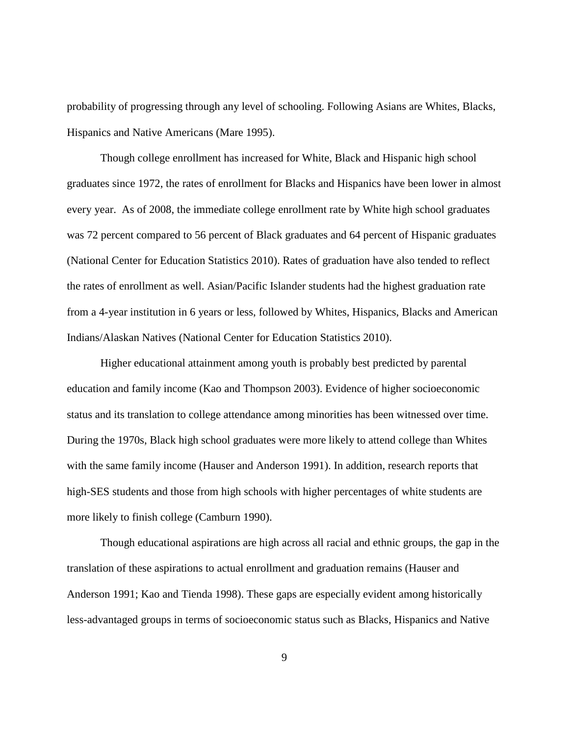probability of progressing through any level of schooling. Following Asians are Whites, Blacks, Hispanics and Native Americans (Mare 1995).

Though college enrollment has increased for White, Black and Hispanic high school graduates since 1972, the rates of enrollment for Blacks and Hispanics have been lower in almost every year. As of 2008, the immediate college enrollment rate by White high school graduates was 72 percent compared to 56 percent of Black graduates and 64 percent of Hispanic graduates (National Center for Education Statistics 2010). Rates of graduation have also tended to reflect the rates of enrollment as well. Asian/Pacific Islander students had the highest graduation rate from a 4-year institution in 6 years or less, followed by Whites, Hispanics, Blacks and American Indians/Alaskan Natives (National Center for Education Statistics 2010).

Higher educational attainment among youth is probably best predicted by parental education and family income (Kao and Thompson 2003). Evidence of higher socioeconomic status and its translation to college attendance among minorities has been witnessed over time. During the 1970s, Black high school graduates were more likely to attend college than Whites with the same family income (Hauser and Anderson 1991). In addition, research reports that high-SES students and those from high schools with higher percentages of white students are more likely to finish college (Camburn 1990).

Though educational aspirations are high across all racial and ethnic groups, the gap in the translation of these aspirations to actual enrollment and graduation remains (Hauser and Anderson 1991; Kao and Tienda 1998). These gaps are especially evident among historically less-advantaged groups in terms of socioeconomic status such as Blacks, Hispanics and Native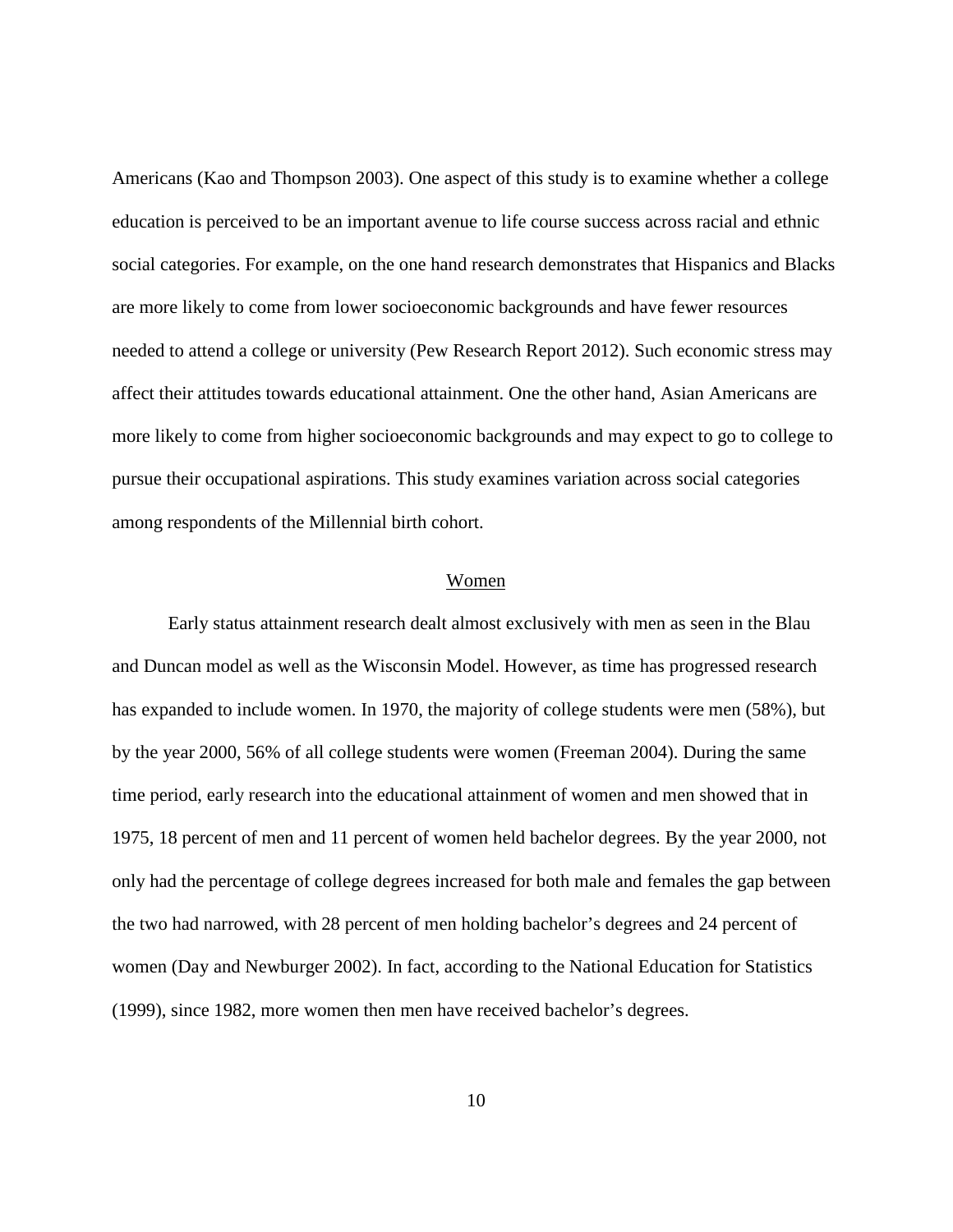Americans (Kao and Thompson 2003). One aspect of this study is to examine whether a college education is perceived to be an important avenue to life course success across racial and ethnic social categories. For example, on the one hand research demonstrates that Hispanics and Blacks are more likely to come from lower socioeconomic backgrounds and have fewer resources needed to attend a college or university (Pew Research Report 2012). Such economic stress may affect their attitudes towards educational attainment. One the other hand, Asian Americans are more likely to come from higher socioeconomic backgrounds and may expect to go to college to pursue their occupational aspirations. This study examines variation across social categories among respondents of the Millennial birth cohort.

## Women

Early status attainment research dealt almost exclusively with men as seen in the Blau and Duncan model as well as the Wisconsin Model. However, as time has progressed research has expanded to include women. In 1970, the majority of college students were men (58%), but by the year 2000, 56% of all college students were women (Freeman 2004). During the same time period, early research into the educational attainment of women and men showed that in 1975, 18 percent of men and 11 percent of women held bachelor degrees. By the year 2000, not only had the percentage of college degrees increased for both male and females the gap between the two had narrowed, with 28 percent of men holding bachelor's degrees and 24 percent of women (Day and Newburger 2002). In fact, according to the National Education for Statistics (1999), since 1982, more women then men have received bachelor's degrees.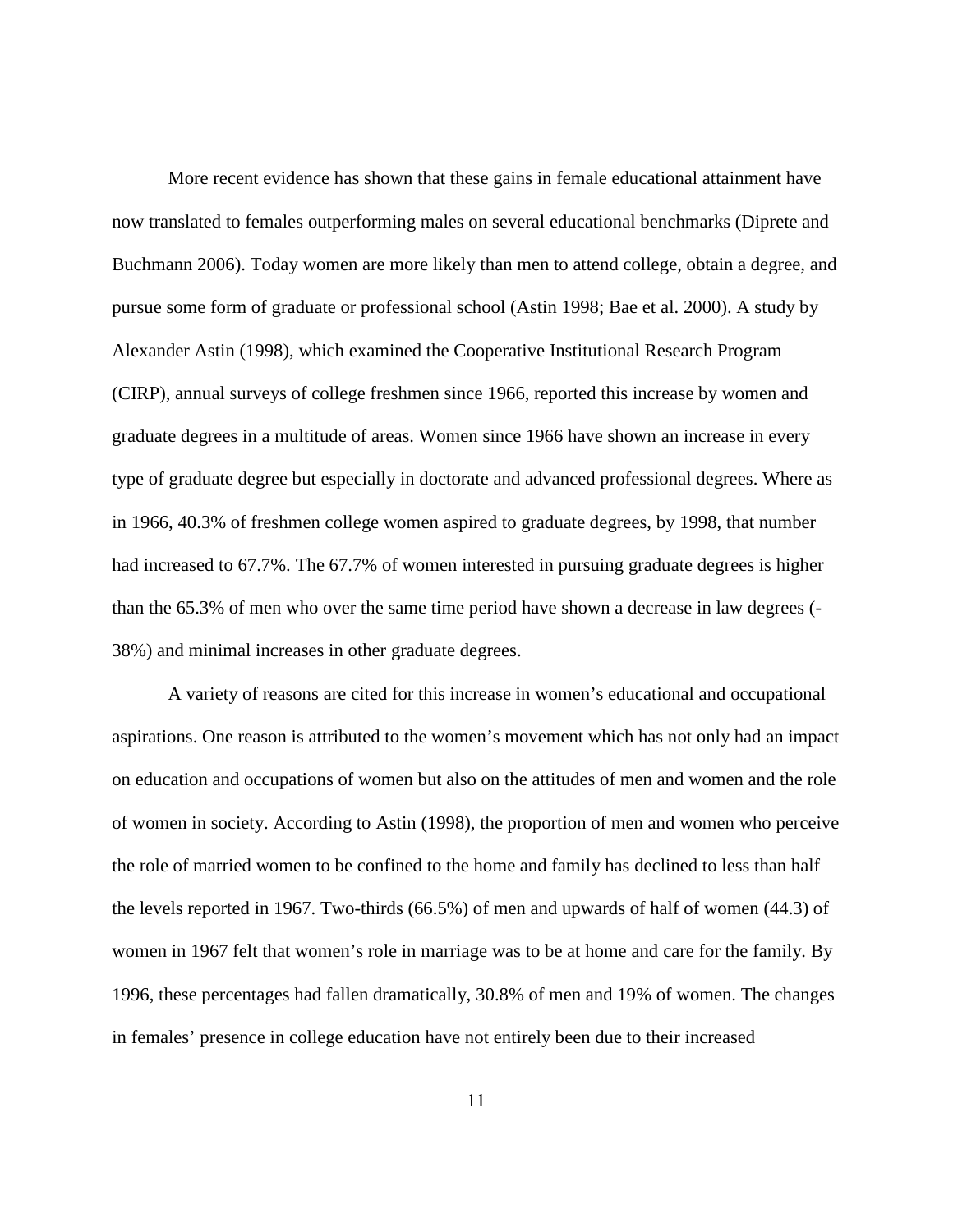More recent evidence has shown that these gains in female educational attainment have now translated to females outperforming males on several educational benchmarks (Diprete and Buchmann 2006). Today women are more likely than men to attend college, obtain a degree, and pursue some form of graduate or professional school (Astin 1998; Bae et al. 2000). A study by Alexander Astin (1998), which examined the Cooperative Institutional Research Program (CIRP), annual surveys of college freshmen since 1966, reported this increase by women and graduate degrees in a multitude of areas. Women since 1966 have shown an increase in every type of graduate degree but especially in doctorate and advanced professional degrees. Where as in 1966, 40.3% of freshmen college women aspired to graduate degrees, by 1998, that number had increased to 67.7%. The 67.7% of women interested in pursuing graduate degrees is higher than the 65.3% of men who over the same time period have shown a decrease in law degrees (-38%) and minimal increases in other graduate degrees.

A variety of reasons are cited for this increase in women's educational and occupational aspirations. One reason is attributed to the women's movement which has not only had an impact on education and occupations of women but also on the attitudes of men and women and the role of women in society. According to Astin (1998), the proportion of men and women who perceive the role of married women to be confined to the home and family has declined to less than half the levels reported in 1967. Two-thirds (66.5%) of men and upwards of half of women (44.3) of women in 1967 felt that women's role in marriage was to be at home and care for the family. By 1996, these percentages had fallen dramatically, 30.8% of men and 19% of women. The changes in females' presence in college education have not entirely been due to their increased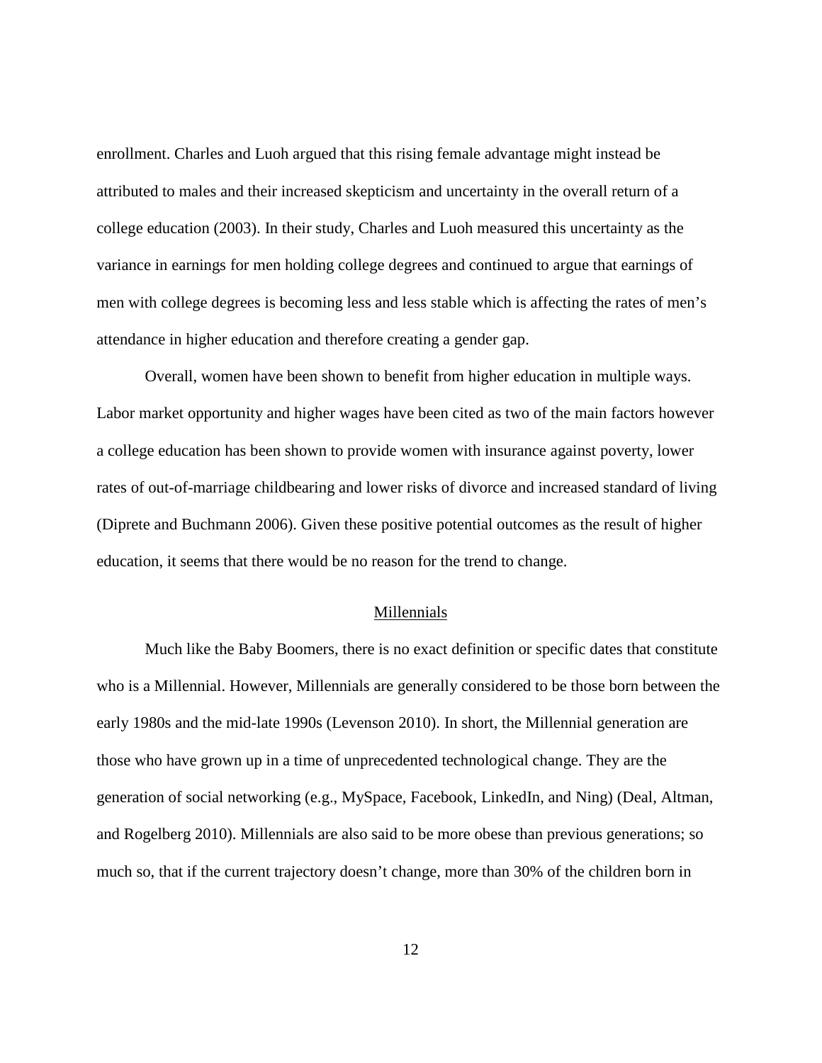enrollment. Charles and Luoh argued that this rising female advantage might instead be attributed to males and their increased skepticism and uncertainty in the overall return of a college education (2003). In their study, Charles and Luoh measured this uncertainty as the variance in earnings for men holding college degrees and continued to argue that earnings of men with college degrees is becoming less and less stable which is affecting the rates of men's attendance in higher education and therefore creating a gender gap.

Overall, women have been shown to benefit from higher education in multiple ways. Labor market opportunity and higher wages have been cited as two of the main factors however a college education has been shown to provide women with insurance against poverty, lower rates of out-of-marriage childbearing and lower risks of divorce and increased standard of living (Diprete and Buchmann 2006). Given these positive potential outcomes as the result of higher education, it seems that there would be no reason for the trend to change.

## Millennials

Much like the Baby Boomers, there is no exact definition or specific dates that constitute who is a Millennial. However, Millennials are generally considered to be those born between the early 1980s and the mid-late 1990s (Levenson 2010). In short, the Millennial generation are those who have grown up in a time of unprecedented technological change. They are the generation of social networking (e.g., MySpace, Facebook, LinkedIn, and Ning) (Deal, Altman, and Rogelberg 2010). Millennials are also said to be more obese than previous generations; so much so, that if the current trajectory doesn't change, more than 30% of the children born in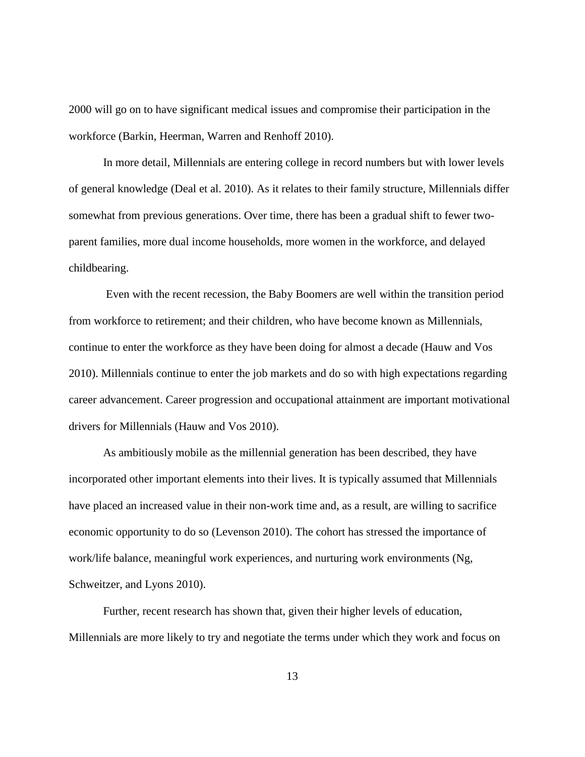2000 will go on to have significant medical issues and compromise their participation in the workforce (Barkin, Heerman, Warren and Renhoff 2010).

In more detail, Millennials are entering college in record numbers but with lower levels of general knowledge (Deal et al. 2010). As it relates to their family structure, Millennials differ somewhat from previous generations. Over time, there has been a gradual shift to fewer two-parent families, more dual income households, more women in the workforce, and delayed childbearing.

Even with the recent recession, the Baby Boomers are well within the transition period from workforce to retirement; and their children, who have become known as Millennials, continue to enter the workforce as they have been doing for almost a decade (Hauw and Vos 2010). Millennials continue to enter the job markets and do so with high expectations regarding career advancement. Career progression and occupational attainment are important motivational drivers for Millennials (Hauw and Vos 2010).

As ambitiously mobile as the millennial generation has been described, they have incorporated other important elements into their lives. It is typically assumed that Millennials have placed an increased value in their non-work time and, as a result, are willing to sacrifice economic opportunity to do so (Levenson 2010). The cohort has stressed the importance of work/life balance, meaningful work experiences, and nurturing work environments (Ng, Schweitzer, and Lyons 2010).

Further, recent research has shown that, given their higher levels of education, Millennials are more likely to try and negotiate the terms under which they work and focus on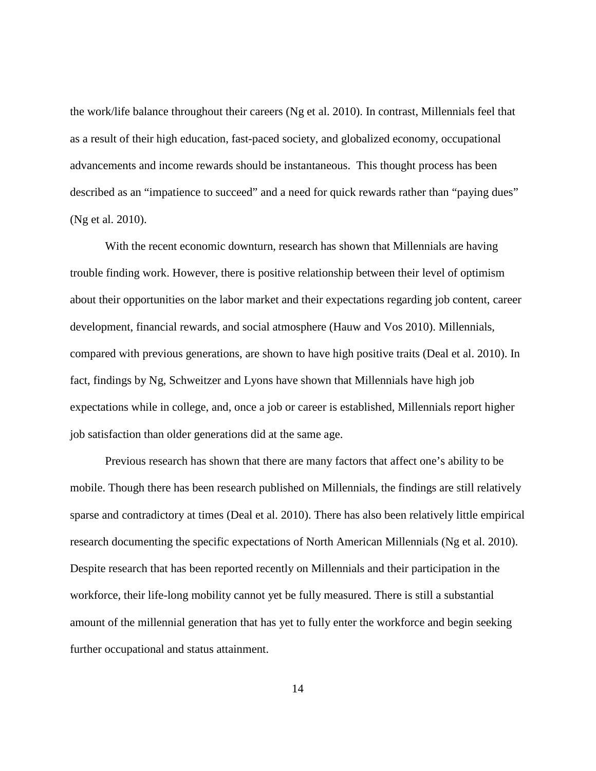the work/life balance throughout their careers (Ng et al. 2010). In contrast, Millennials feel that as a result of their high education, fast-paced society, and globalized economy, occupational advancements and income rewards should be instantaneous. This thought process has been described as an "impatience to succeed" and a need for quick rewards rather than "paying dues" (Ng et al. 2010).

With the recent economic downturn, research has shown that Millennials are having trouble finding work. However, there is positive relationship between their level of optimism about their opportunities on the labor market and their expectations regarding job content, career development, financial rewards, and social atmosphere (Hauw and Vos 2010). Millennials, compared with previous generations, are shown to have high positive traits (Deal et al. 2010). In fact, findings by Ng, Schweitzer and Lyons have shown that Millennials have high job expectations while in college, and, once a job or career is established, Millennials report higher job satisfaction than older generations did at the same age.

Previous research has shown that there are many factors that affect one's ability to be mobile. Though there has been research published on Millennials, the findings are still relatively sparse and contradictory at times (Deal et al. 2010). There has also been relatively little empirical research documenting the specific expectations of North American Millennials (Ng et al. 2010). Despite research that has been reported recently on Millennials and their participation in the workforce, their life-long mobility cannot yet be fully measured. There is still a substantial amount of the millennial generation that has yet to fully enter the workforce and begin seeking further occupational and status attainment.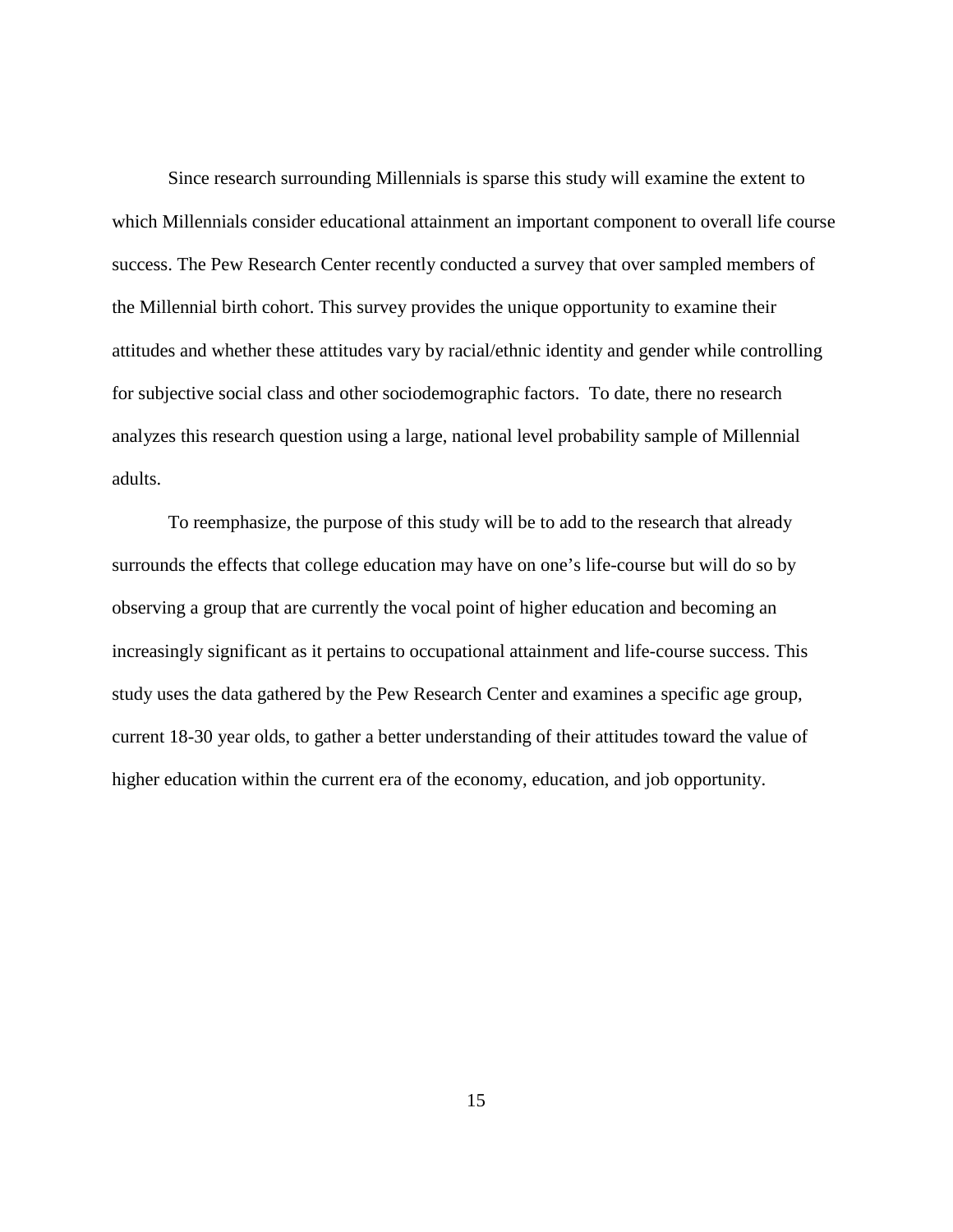Since research surrounding Millennials is sparse this study will examine the extent to which Millennials consider educational attainment an important component to overall life course success. The Pew Research Center recently conducted a survey that over sampled members of the Millennial birth cohort. This survey provides the unique opportunity to examine their attitudes and whether these attitudes vary by racial/ethnic identity and gender while controlling for subjective social class and other sociodemographic factors. To date, there no research analyzes this research question using a large, national level probability sample of Millennial adults.

To reemphasize, the purpose of this study will be to add to the research that already surrounds the effects that college education may have on one's life-course but will do so by observing a group that are currently the vocal point of higher education and becoming an increasingly significant as it pertains to occupational attainment and life-course success. This study uses the data gathered by the Pew Research Center and examines a specific age group, current 18-30 year olds, to gather a better understanding of their attitudes toward the value of higher education within the current era of the economy, education, and job opportunity.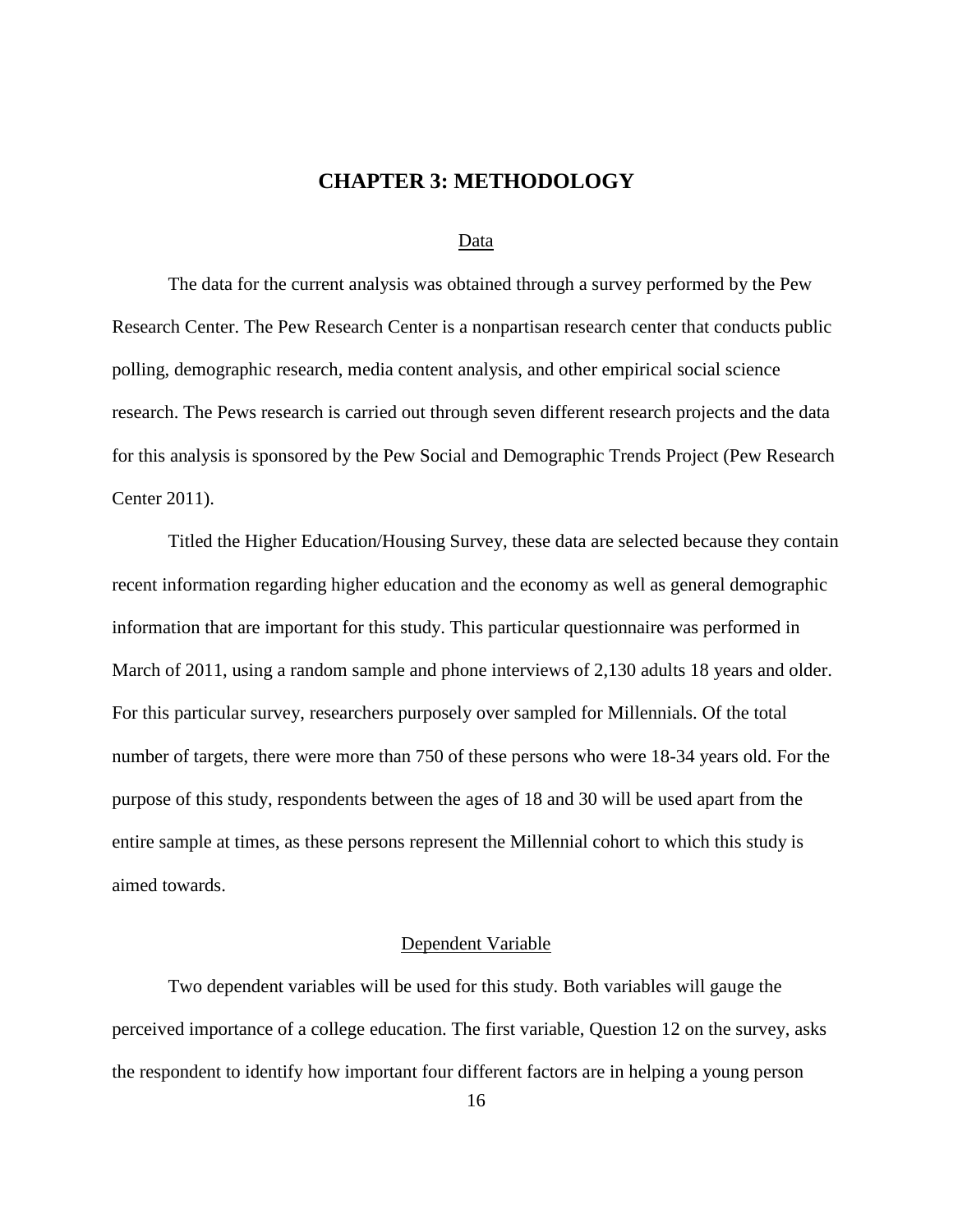# CHAPTER 3: METHODOLOGY

## Data

The data for the current analysis was obtained through a survey performed by the Pew Research Center. The Pew Research Center is a nonpartisan research center that conducts public polling, demographic research, media content analysis, and other empirical social science research. The Pews research is carried out through seven different research projects and the data for this analysis is sponsored by the Pew Social and Demographic Trends Project (Pew Research Center 2011).

Titled the Higher Education/Housing Survey, these data are selected because they contain recent information regarding higher education and the economy as well as general demographic information that are important for this study. This particular questionnaire was performed in March of 2011, using a random sample and phone interviews of 2,130 adults 18 years and older. For this particular survey, researchers purposely over sampled for Millennials. Of the total number of targets, there were more than 750 of these persons who were 18-34 years old. For the purpose of this study, respondents between the ages of 18 and 30 will be used apart from the entire sample at times, as these persons represent the Millennial cohort to which this study is aimed towards.

## Dependent Variable

Two dependent variables will be used for this study. Both variables will gauge the perceived importance of a college education. The first variable, Question 12 on the survey, asks the respondent to identify how important four different factors are in helping a young person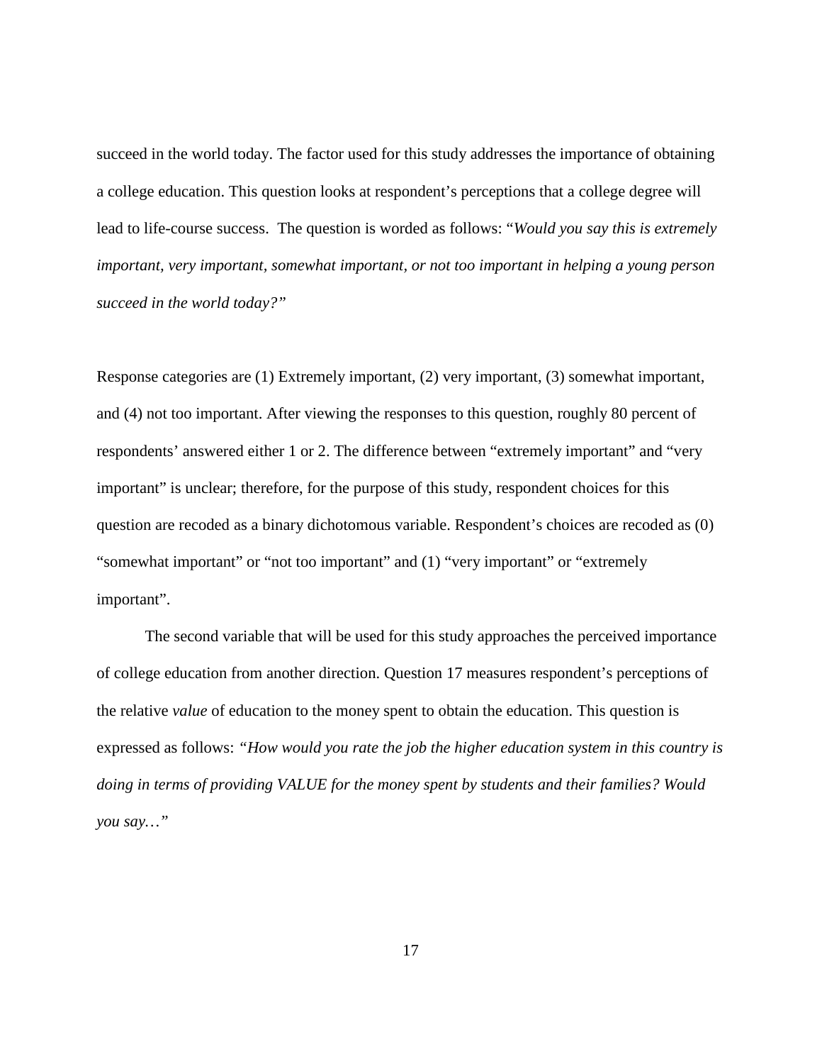succeed in the world today. The factor used for this study addresses the importance of obtaining a college education. This question looks at respondent's perceptions that a college degree will lead to life-course success.  The question is worded as follows: "*Would you say this is extremely important, very important, somewhat important, or not too important in helping a young person succeed in the world today?"*

Response categories are (1) Extremely important, (2) very important, (3) somewhat important, and (4) not too important. After viewing the responses to this question, roughly 80 percent of respondents' answered either 1 or 2. The difference between "extremely important" and "very important" is unclear; therefore, for the purpose of this study, respondent choices for this question are recoded as a binary dichotomous variable. Respondent's choices are recoded as (0) "somewhat important" or "not too important" and (1) "very important" or "extremely important".

The second variable that will be used for this study approaches the perceived importance of college education from another direction. Question 17 measures respondent's perceptions of the relative *value* of education to the money spent to obtain the education. This question is expressed as follows: *"How would you rate the job the higher education system in this country is doing in terms of providing VALUE for the money spent by students and their families? Would you say…"*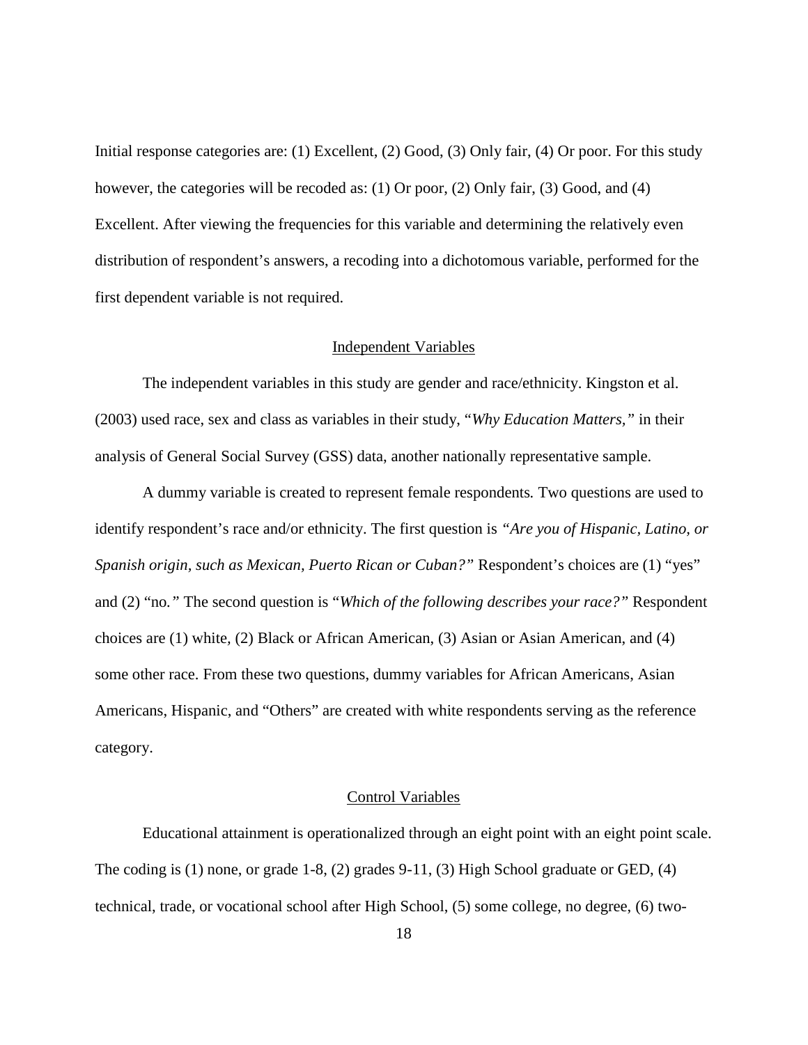Initial response categories are: (1) Excellent, (2) Good, (3) Only fair, (4) Or poor. For this study however, the categories will be recoded as: (1) Or poor, (2) Only fair, (3) Good, and (4) Excellent. After viewing the frequencies for this variable and determining the relatively even distribution of respondent's answers, a recoding into a dichotomous variable, performed for the first dependent variable is not required.

## Independent Variables

The independent variables in this study are gender and race/ethnicity. Kingston et al. (2003) used race, sex and class as variables in their study, "*Why Education Matters,"* in their analysis of General Social Survey (GSS) data, another nationally representative sample.

A dummy variable is created to represent female respondents*.* Two questions are used to identify respondent's race and/or ethnicity. The first question is *"Are you of Hispanic, Latino, or Spanish origin, such as Mexican, Puerto Rican or Cuban?"* Respondent's choices are (1) "yes" and (2) "no*."* The second question is "*Which of the following describes your race?"* Respondent choices are (1) white, (2) Black or African American, (3) Asian or Asian American, and (4) some other race. From these two questions, dummy variables for African Americans, Asian Americans, Hispanic, and "Others" are created with white respondents serving as the reference category.

## Control Variables

Educational attainment is operationalized through an eight point with an eight point scale. The coding is (1) none, or grade 1-8, (2) grades 9-11, (3) High School graduate or GED, (4) technical, trade, or vocational school after High School, (5) some college, no degree, (6) two-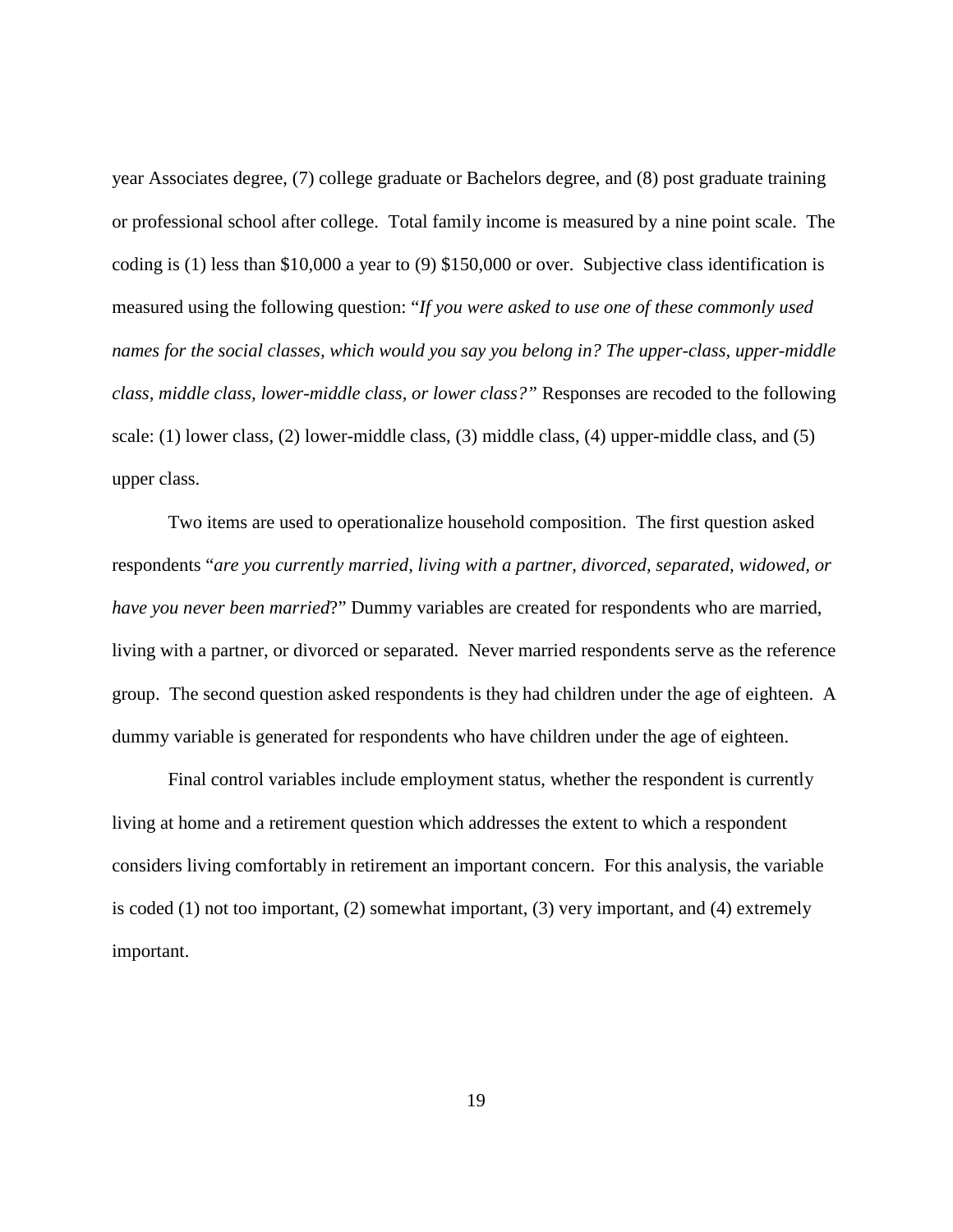year Associates degree, (7) college graduate or Bachelors degree, and (8) post graduate training or professional school after college. Total family income is measured by a nine point scale. The coding is (1) less than $10,000 a year to (9) $150,000 or over. Subjective class identification is measured using the following question: "*If you were asked to use one of these commonly used names for the social classes, which would you say you belong in? The upper-class, upper-middle class, middle class, lower-middle class, or lower class?"* Responses are recoded to the following scale: (1) lower class, (2) lower-middle class, (3) middle class, (4) upper-middle class, and (5) upper class.

Two items are used to operationalize household composition. The first question asked respondents "*are you currently married, living with a partner, divorced, separated, widowed, or have you never been married*?" Dummy variables are created for respondents who are married, living with a partner, or divorced or separated. Never married respondents serve as the reference group. The second question asked respondents is they had children under the age of eighteen. A dummy variable is generated for respondents who have children under the age of eighteen.

Final control variables include employment status, whether the respondent is currently living at home and a retirement question which addresses the extent to which a respondent considers living comfortably in retirement an important concern. For this analysis, the variable is coded (1) not too important, (2) somewhat important, (3) very important, and (4) extremely important.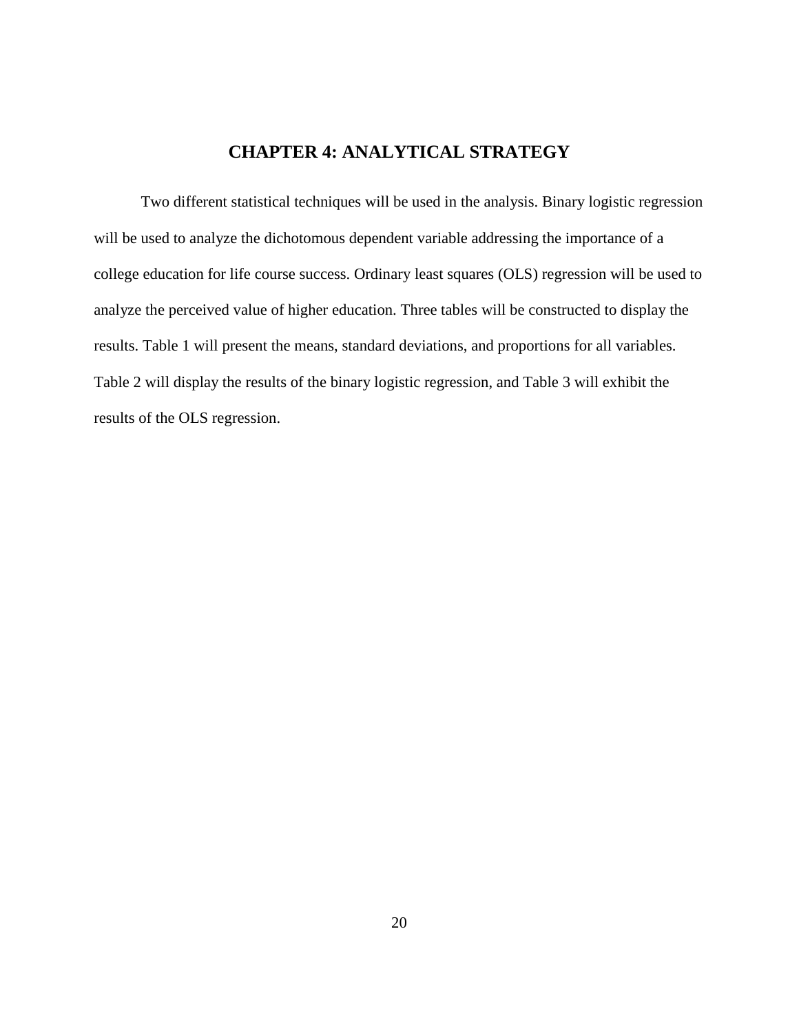# CHAPTER 4: ANALYTICAL STRATEGY

Two different statistical techniques will be used in the analysis. Binary logistic regression will be used to analyze the dichotomous dependent variable addressing the importance of a college education for life course success. Ordinary least squares (OLS) regression will be used to analyze the perceived value of higher education. Three tables will be constructed to display the results. Table 1 will present the means, standard deviations, and proportions for all variables. Table 2 will display the results of the binary logistic regression, and Table 3 will exhibit the results of the OLS regression.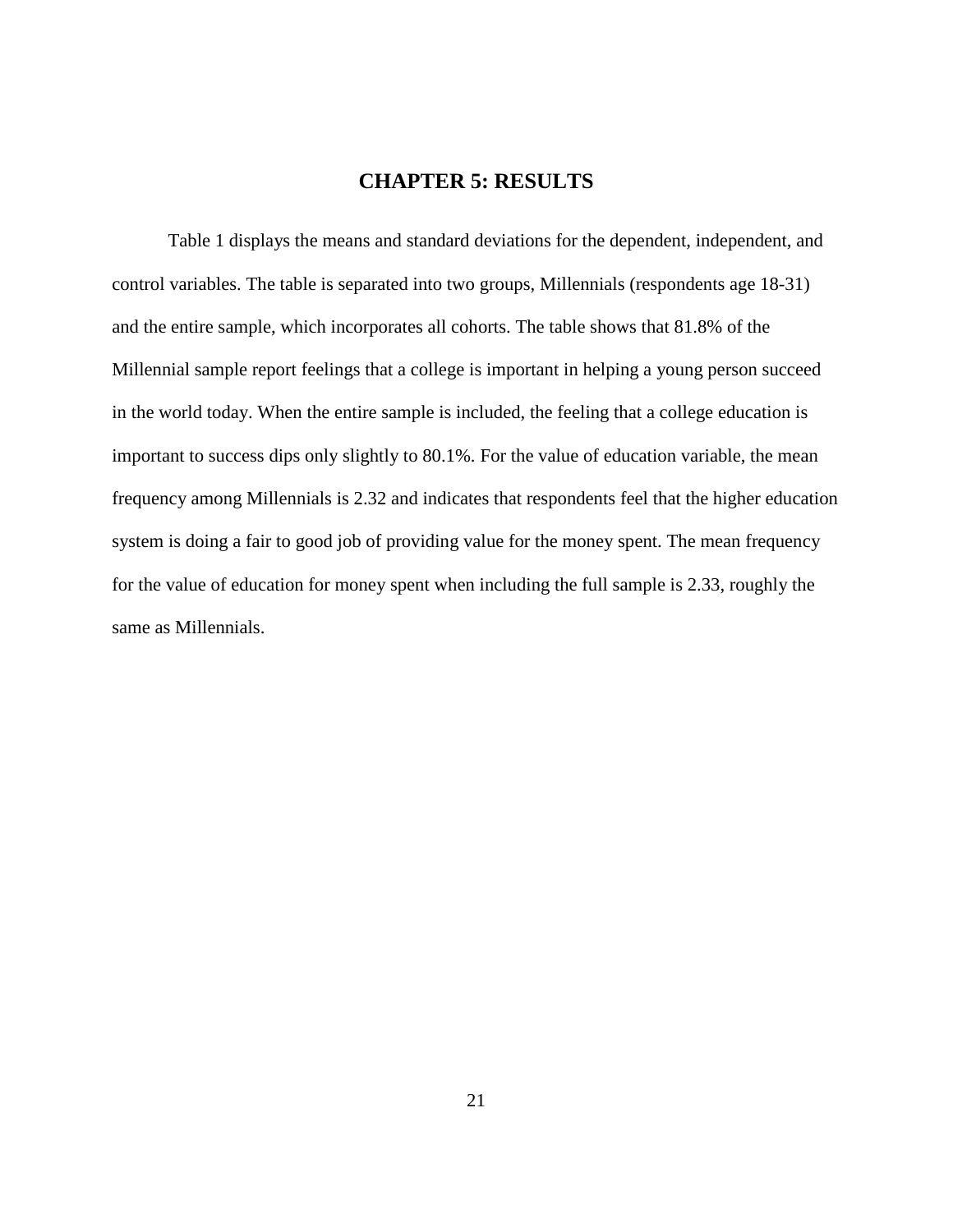# CHAPTER 5: RESULTS

Table 1 displays the means and standard deviations for the dependent, independent, and control variables. The table is separated into two groups, Millennials (respondents age 18-31) and the entire sample, which incorporates all cohorts. The table shows that 81.8% of the Millennial sample report feelings that a college is important in helping a young person succeed in the world today. When the entire sample is included, the feeling that a college education is important to success dips only slightly to 80.1%. For the value of education variable, the mean frequency among Millennials is 2.32 and indicates that respondents feel that the higher education system is doing a fair to good job of providing value for the money spent. The mean frequency for the value of education for money spent when including the full sample is 2.33, roughly the same as Millennials.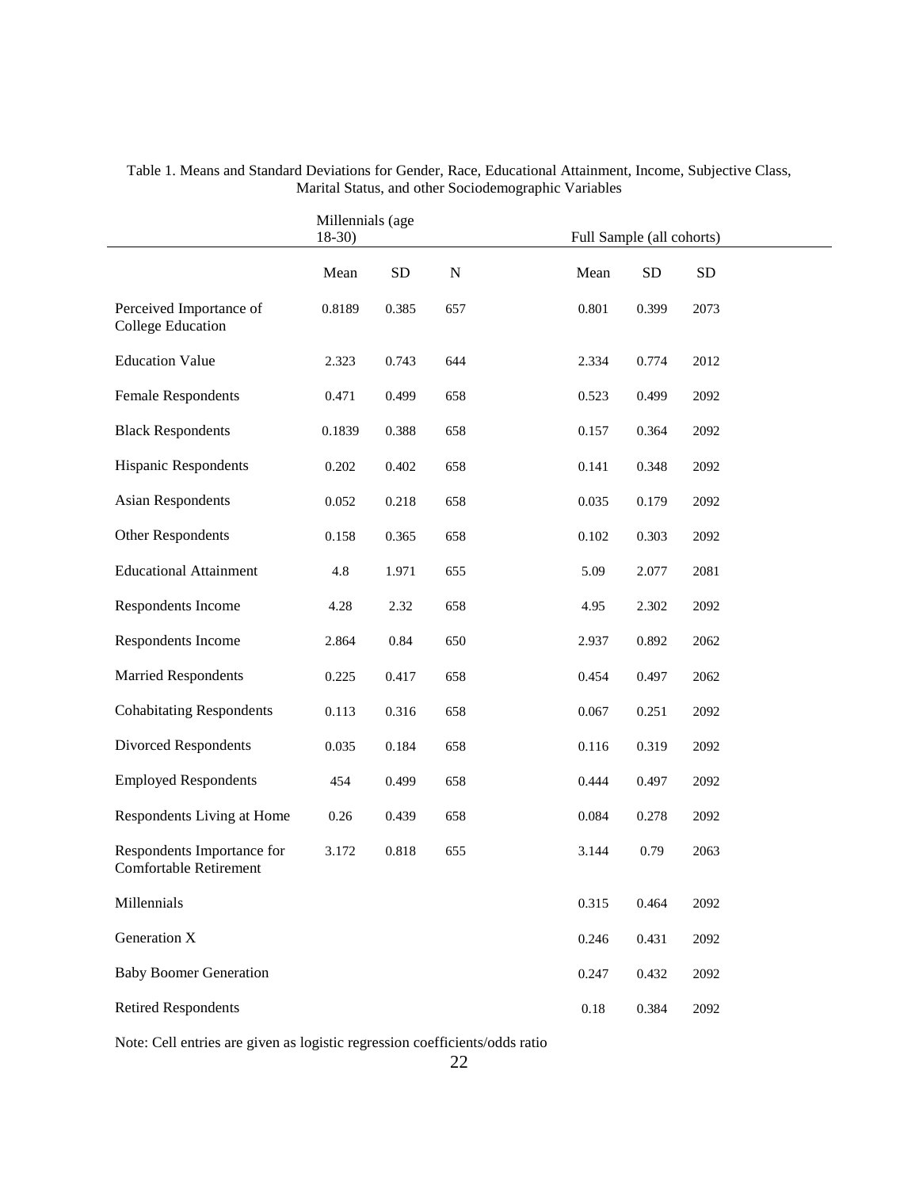Table 1. Means and Standard Deviations for Gender, Race, Educational Attainment, Income, Subjective Class, Marital Status, and other Sociodemographic Variables

| | Millennials (age 18-30) | | | Full Sample (all cohorts) | | |
|---|---|---|---|---|---|---|
| | Mean | SD | N | Mean | SD | SD |
| Perceived Importance of College Education | 0.8189 | 0.385 | 657 | 0.801 | 0.399 | 2073 |
| Education Value | 2.323 | 0.743 | 644 | 2.334 | 0.774 | 2012 |
| Female Respondents | 0.471 | 0.499 | 658 | 0.523 | 0.499 | 2092 |
| Black Respondents | 0.1839 | 0.388 | 658 | 0.157 | 0.364 | 2092 |
| Hispanic Respondents | 0.202 | 0.402 | 658 | 0.141 | 0.348 | 2092 |
| Asian Respondents | 0.052 | 0.218 | 658 | 0.035 | 0.179 | 2092 |
| Other Respondents | 0.158 | 0.365 | 658 | 0.102 | 0.303 | 2092 |
| Educational Attainment | 4.8 | 1.971 | 655 | 5.09 | 2.077 | 2081 |
| Respondents Income | 4.28 | 2.32 | 658 | 4.95 | 2.302 | 2092 |
| Respondents Income | 2.864 | 0.84 | 650 | 2.937 | 0.892 | 2062 |
| Married Respondents | 0.225 | 0.417 | 658 | 0.454 | 0.497 | 2062 |
| Cohabitating Respondents | 0.113 | 0.316 | 658 | 0.067 | 0.251 | 2092 |
| Divorced Respondents | 0.035 | 0.184 | 658 | 0.116 | 0.319 | 2092 |
| Employed Respondents | 454 | 0.499 | 658 | 0.444 | 0.497 | 2092 |
| Respondents Living at Home | 0.26 | 0.439 | 658 | 0.084 | 0.278 | 2092 |
| Respondents Importance for Comfortable Retirement | 3.172 | 0.818 | 655 | 3.144 | 0.79 | 2063 |
| Millennials | | | | 0.315 | 0.464 | 2092 |
| Generation X | | | | 0.246 | 0.431 | 2092 |
| Baby Boomer Generation | | | | 0.247 | 0.432 | 2092 |
| Retired Respondents | | | | 0.18 | 0.384 | 2092 |

Note: Cell entries are given as logistic regression coefficients/odds ratio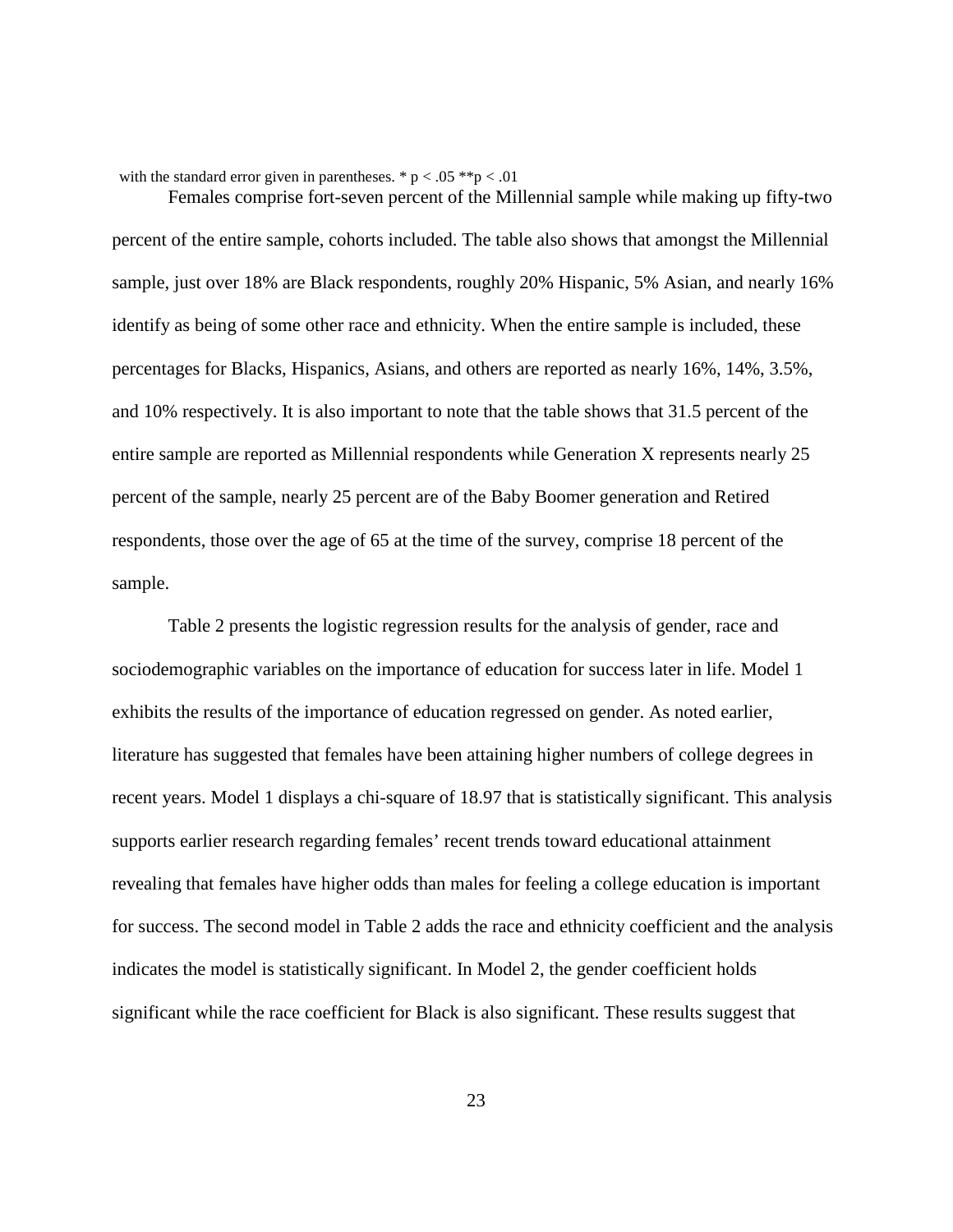with the standard error given in parentheses. * $p < .05$ **$p < .01$

Females comprise fort-seven percent of the Millennial sample while making up fifty-two percent of the entire sample, cohorts included. The table also shows that amongst the Millennial sample, just over 18% are Black respondents, roughly 20% Hispanic, 5% Asian, and nearly 16% identify as being of some other race and ethnicity. When the entire sample is included, these percentages for Blacks, Hispanics, Asians, and others are reported as nearly 16%, 14%, 3.5%, and 10% respectively. It is also important to note that the table shows that 31.5 percent of the entire sample are reported as Millennial respondents while Generation X represents nearly 25 percent of the sample, nearly 25 percent are of the Baby Boomer generation and Retired respondents, those over the age of 65 at the time of the survey, comprise 18 percent of the sample.

Table 2 presents the logistic regression results for the analysis of gender, race and sociodemographic variables on the importance of education for success later in life. Model 1 exhibits the results of the importance of education regressed on gender. As noted earlier, literature has suggested that females have been attaining higher numbers of college degrees in recent years. Model 1 displays a chi-square of 18.97 that is statistically significant. This analysis supports earlier research regarding females' recent trends toward educational attainment revealing that females have higher odds than males for feeling a college education is important for success. The second model in Table 2 adds the race and ethnicity coefficient and the analysis indicates the model is statistically significant. In Model 2, the gender coefficient holds significant while the race coefficient for Black is also significant. These results suggest that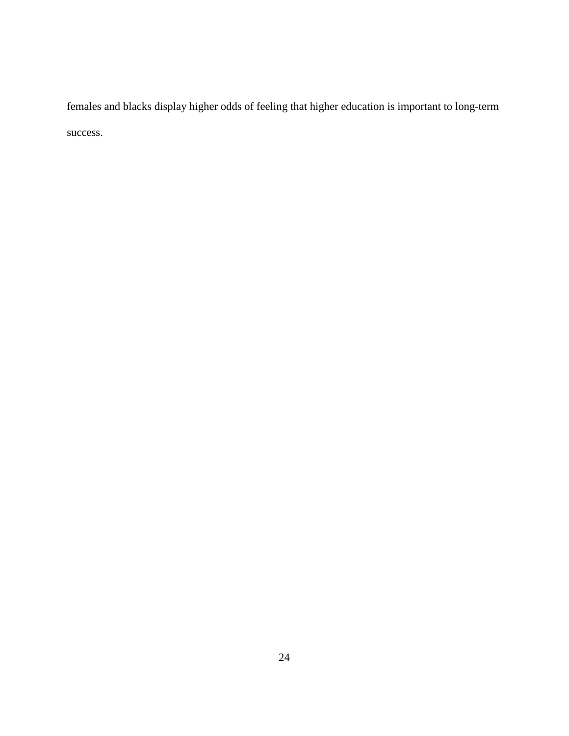females and blacks display higher odds of feeling that higher education is important to long-term success.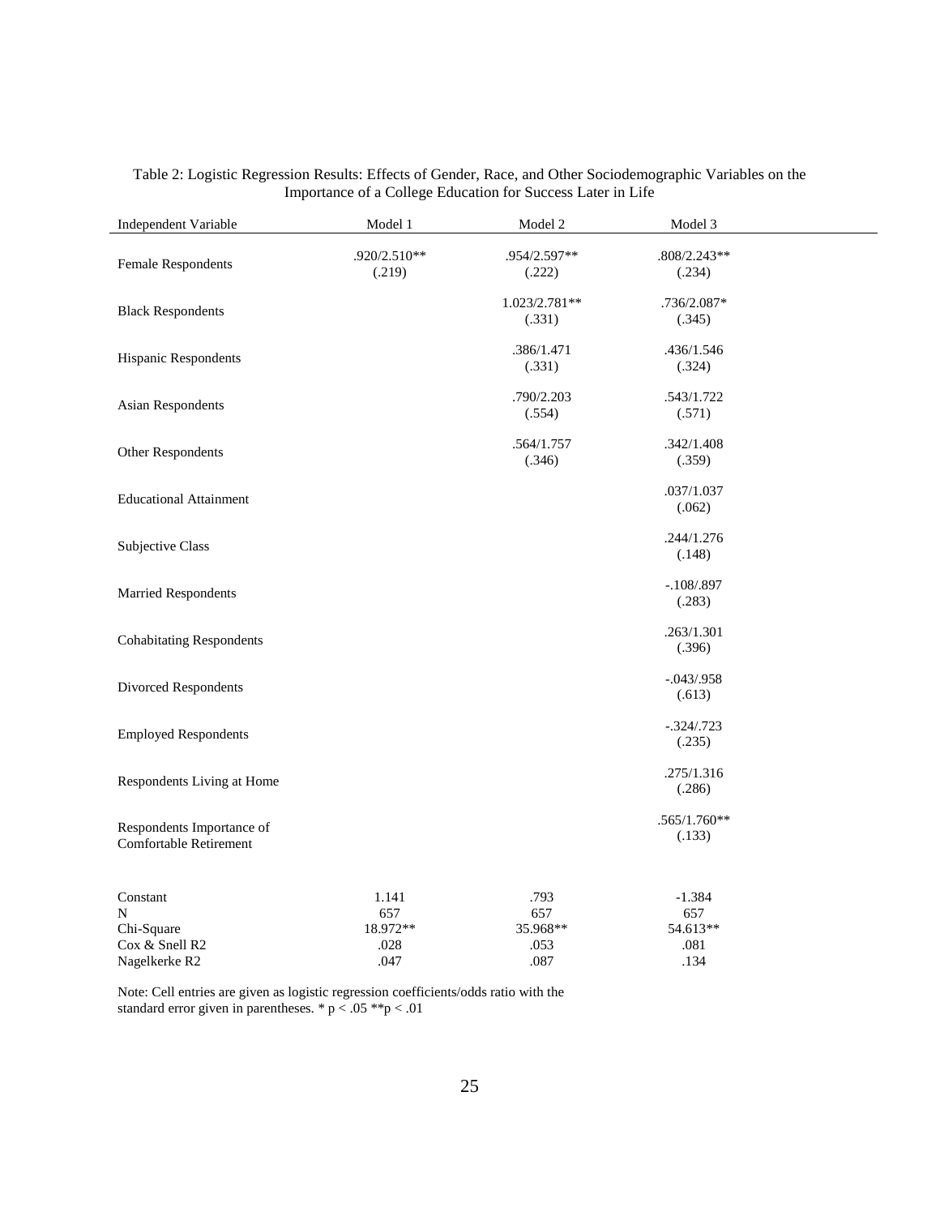Table 2: Logistic Regression Results: Effects of Gender, Race, and Other Sociodemographic Variables on the Importance of a College Education for Success Later in Life

| Independent Variable | Model 1 | Model 2 | Model 3 |
|---|---|---|---|
| Female Respondents | .920/2.510** (.219) | .954/2.597** (.222) | .808/2.243** (.234) |
| Black Respondents | | 1.023/2.781** (.331) | .736/2.087* (.345) |
| Hispanic Respondents | | .386/1.471 (.331) | .436/1.546 (.324) |
| Asian Respondents | | .790/2.203 (.554) | .543/1.722 (.571) |
| Other Respondents | | .564/1.757 (.346) | .342/1.408 (.359) |
| Educational Attainment | | | .037/1.037 (.062) |
| Subjective Class | | | .244/1.276 (.148) |
| Married Respondents | | | -.108/.897 (.283) |
| Cohabitating Respondents | | | .263/1.301 (.396) |
| Divorced Respondents | | | -.043/.958 (.613) |
| Employed Respondents | | | -.324/.723 (.235) |
| Respondents Living at Home | | | .275/1.316 (.286) |
| Respondents Importance of Comfortable Retirement | | | .565/1.760** (.133) |
| Constant | 1.141 | .793 | -1.384 |
| N | 657 | 657 | 657 |
| Chi-Square | 18.972** | 35.968** | 54.613** |
| Cox & Snell R2 | .028 | .053 | .081 |
| Nagelkerke R2 | .047 | .087 | .134 |

Note: Cell entries are given as logistic regression coefficients/odds ratio with the standard error given in parentheses. * $p < .05$ ** $p < .01$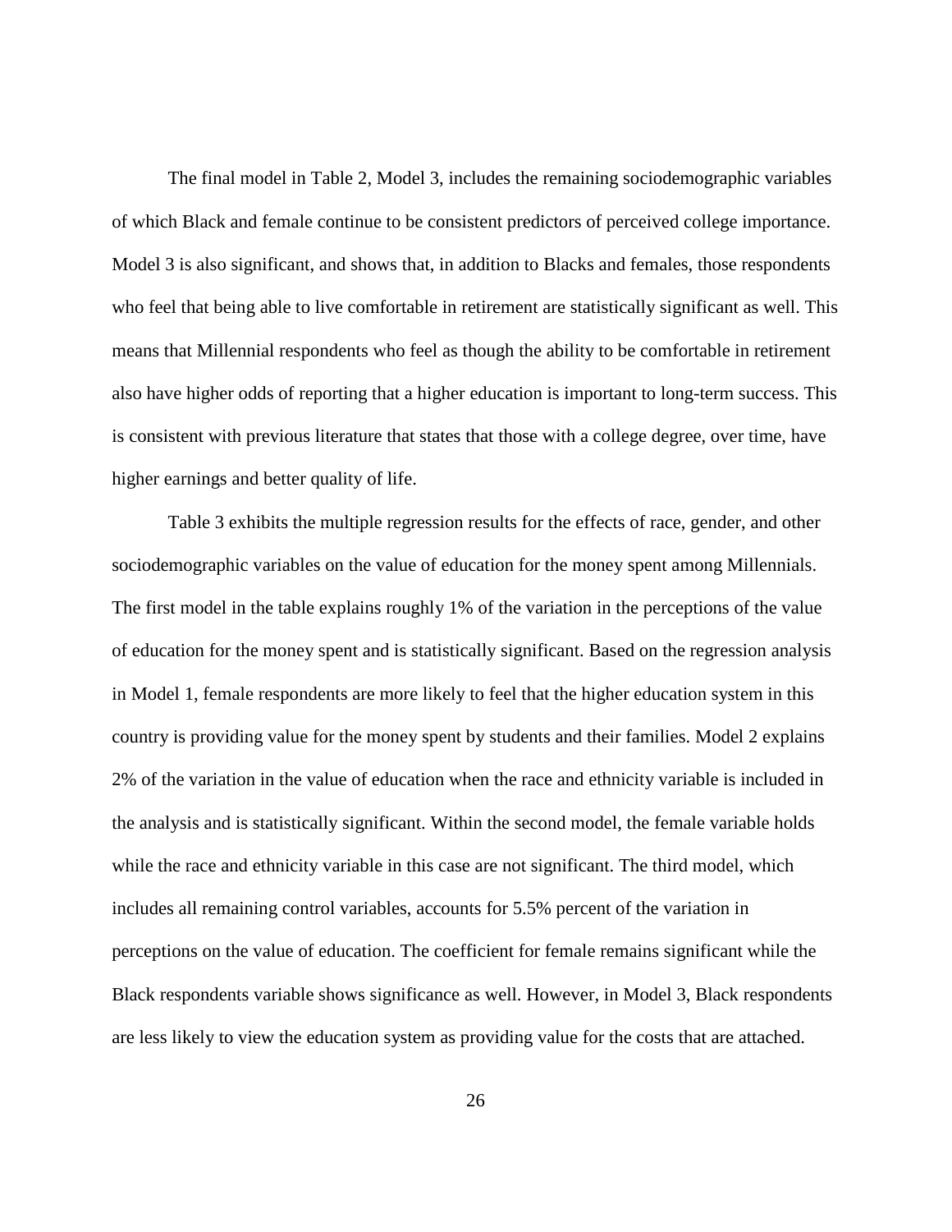The final model in Table 2, Model 3, includes the remaining sociodemographic variables of which Black and female continue to be consistent predictors of perceived college importance. Model 3 is also significant, and shows that, in addition to Blacks and females, those respondents who feel that being able to live comfortable in retirement are statistically significant as well. This means that Millennial respondents who feel as though the ability to be comfortable in retirement also have higher odds of reporting that a higher education is important to long-term success. This is consistent with previous literature that states that those with a college degree, over time, have higher earnings and better quality of life.

Table 3 exhibits the multiple regression results for the effects of race, gender, and other sociodemographic variables on the value of education for the money spent among Millennials. The first model in the table explains roughly 1% of the variation in the perceptions of the value of education for the money spent and is statistically significant. Based on the regression analysis in Model 1, female respondents are more likely to feel that the higher education system in this country is providing value for the money spent by students and their families. Model 2 explains 2% of the variation in the value of education when the race and ethnicity variable is included in the analysis and is statistically significant. Within the second model, the female variable holds while the race and ethnicity variable in this case are not significant. The third model, which includes all remaining control variables, accounts for 5.5% percent of the variation in perceptions on the value of education. The coefficient for female remains significant while the Black respondents variable shows significance as well. However, in Model 3, Black respondents are less likely to view the education system as providing value for the costs that are attached.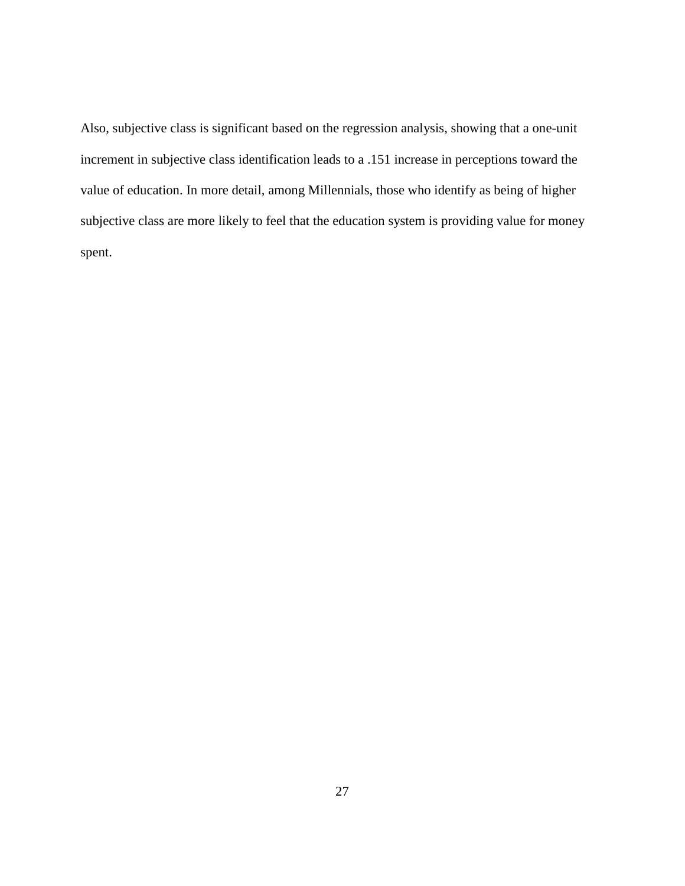Also, subjective class is significant based on the regression analysis, showing that a one-unit increment in subjective class identification leads to a .151 increase in perceptions toward the value of education. In more detail, among Millennials, those who identify as being of higher subjective class are more likely to feel that the education system is providing value for money spent.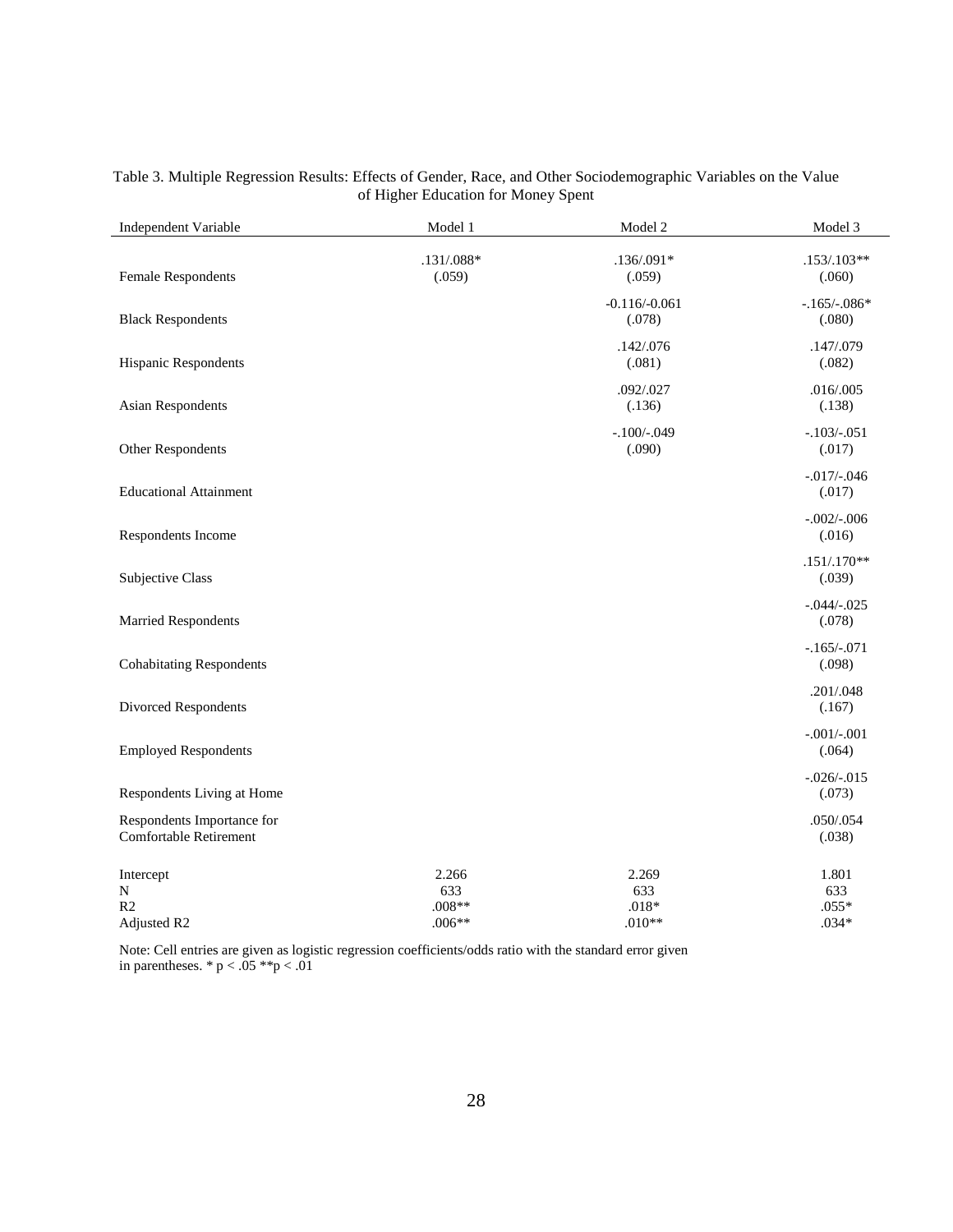Table 3. Multiple Regression Results: Effects of Gender, Race, and Other Sociodemographic Variables on the Value of Higher Education for Money Spent

| Independent Variable | Model 1 | Model 2 | Model 3 |
|---|---|---|---|
| Female Respondents | .131/.088* (.059) | .136/.091* (.059) | .153/.103** (.060) |
| Black Respondents | | -0.116/-0.061 (.078) | -.165/-.086* (.080) |
| Hispanic Respondents | | .142/.076 (.081) | .147/.079 (.082) |
| Asian Respondents | | .092/.027 (.136) | .016/.005 (.138) |
| Other Respondents | | -.100/-.049 (.090) | -.103/-.051 (.017) |
| Educational Attainment | | | -.017/-.046 (.017) |
| Respondents Income | | | -.002/-.006 (.016) |
| Subjective Class | | | .151/.170** (.039) |
| Married Respondents | | | -.044/-.025 (.078) |
| Cohabitating Respondents | | | -.165/-.071 (.098) |
| Divorced Respondents | | | .201/.048 (.167) |
| Employed Respondents | | | -.001/-.001 (.064) |
| Respondents Living at Home | | | -.026/-.015 (.073) |
| Respondents Importance for Comfortable Retirement | | | .050/.054 (.038) |
| Intercept | 2.266 | 2.269 | 1.801 |
| N | 633 | 633 | 633 |
| R2 | .008** | .018* | .055* |
| Adjusted R2 | .006** | .010** | .034* |

Note: Cell entries are given as logistic regression coefficients/odds ratio with the standard error given in parentheses. * $p < .05$ ** $p < .01$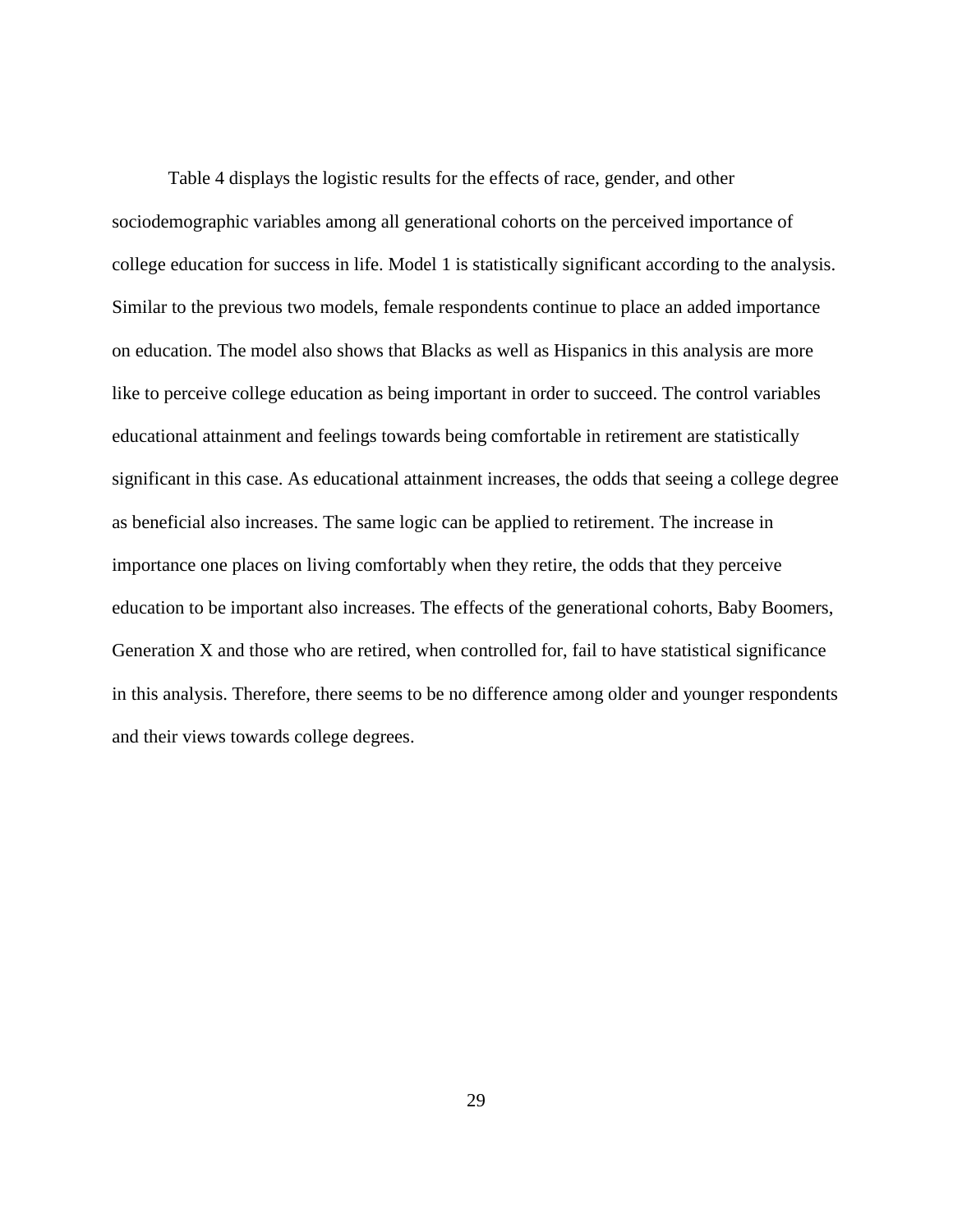Table 4 displays the logistic results for the effects of race, gender, and other sociodemographic variables among all generational cohorts on the perceived importance of college education for success in life. Model 1 is statistically significant according to the analysis. Similar to the previous two models, female respondents continue to place an added importance on education. The model also shows that Blacks as well as Hispanics in this analysis are more like to perceive college education as being important in order to succeed. The control variables educational attainment and feelings towards being comfortable in retirement are statistically significant in this case. As educational attainment increases, the odds that seeing a college degree as beneficial also increases. The same logic can be applied to retirement. The increase in importance one places on living comfortably when they retire, the odds that they perceive education to be important also increases. The effects of the generational cohorts, Baby Boomers, Generation X and those who are retired, when controlled for, fail to have statistical significance in this analysis. Therefore, there seems to be no difference among older and younger respondents and their views towards college degrees.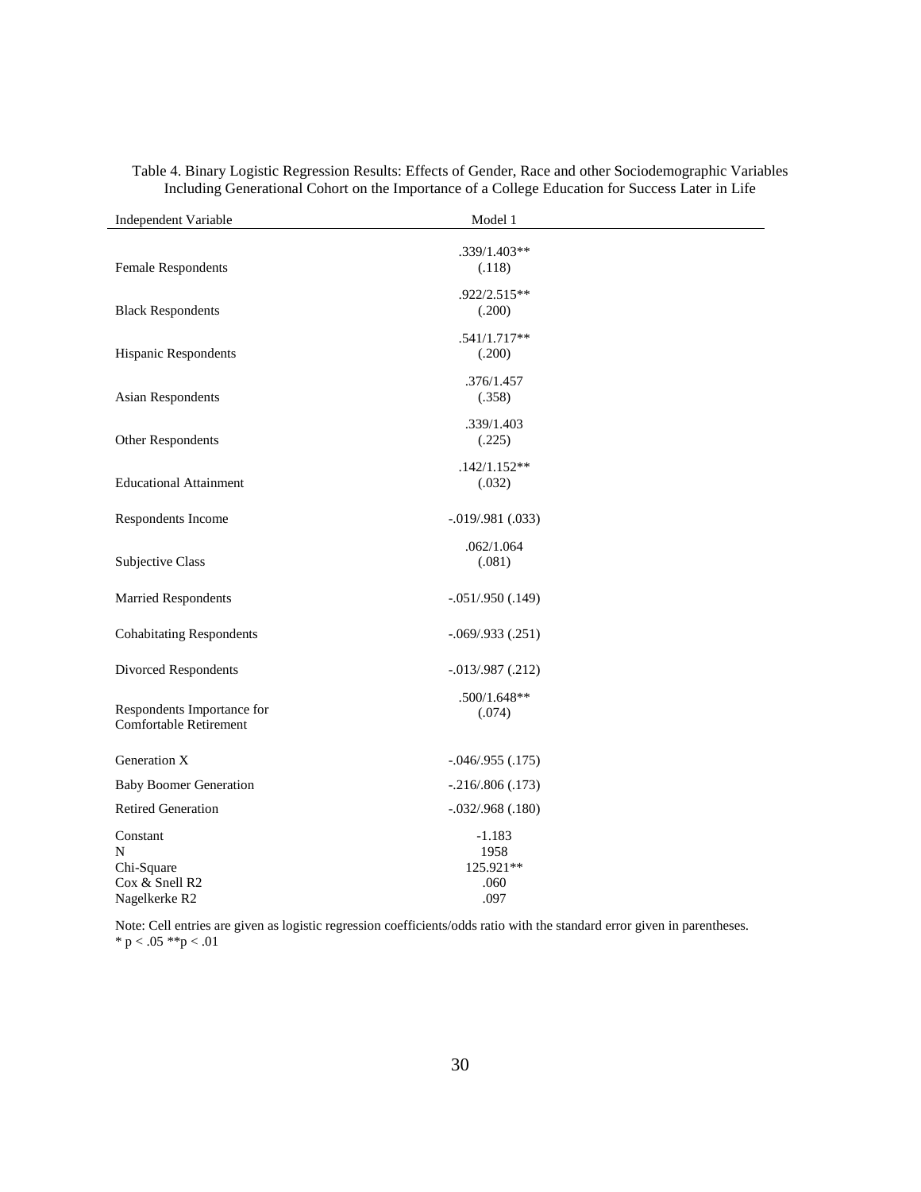Table 4. Binary Logistic Regression Results: Effects of Gender, Race and other Sociodemographic Variables Including Generational Cohort on the Importance of a College Education for Success Later in Life

| Independent Variable | Model 1 |
|---|---|
| Female Respondents | .339/1.403** (.118) |
| Black Respondents | .922/2.515** (.200) |
| Hispanic Respondents | .541/1.717** (.200) |
| Asian Respondents | .376/1.457 (.358) |
| Other Respondents | .339/1.403 (.225) |
| Educational Attainment | .142/1.152** (.032) |
| Respondents Income | -.019/.981 (.033) |
| Subjective Class | .062/1.064 (.081) |
| Married Respondents | -.051/.950 (.149) |
| Cohabitating Respondents | -.069/.933 (.251) |
| Divorced Respondents | -.013/.987 (.212) |
| Respondents Importance for Comfortable Retirement | .500/1.648** (.074) |
| Generation X | -.046/.955 (.175) |
| Baby Boomer Generation | -.216/.806 (.173) |
| Retired Generation | -.032/.968 (.180) |
| Constant | -1.183 |
| N | 1958 |
| Chi-Square | 125.921** |
| Cox & Snell R2 | .060 |
| Nagelkerke R2 | .097 |

Note: Cell entries are given as logistic regression coefficients/odds ratio with the standard error given in parentheses.
* $p < .05$ ** $p < .01$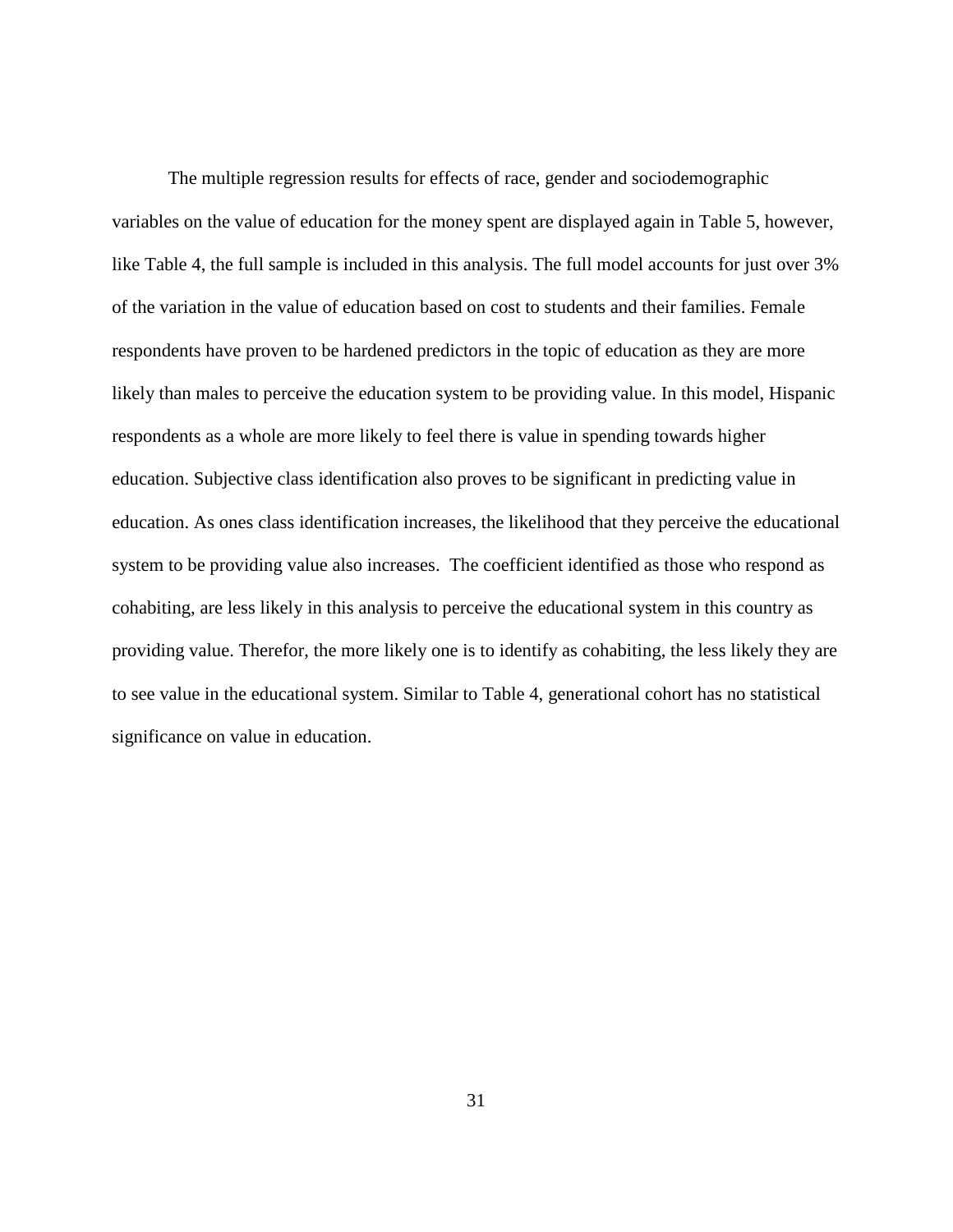The multiple regression results for effects of race, gender and sociodemographic variables on the value of education for the money spent are displayed again in Table 5, however, like Table 4, the full sample is included in this analysis. The full model accounts for just over 3% of the variation in the value of education based on cost to students and their families. Female respondents have proven to be hardened predictors in the topic of education as they are more likely than males to perceive the education system to be providing value. In this model, Hispanic respondents as a whole are more likely to feel there is value in spending towards higher education. Subjective class identification also proves to be significant in predicting value in education. As ones class identification increases, the likelihood that they perceive the educational system to be providing value also increases.  The coefficient identified as those who respond as cohabiting, are less likely in this analysis to perceive the educational system in this country as providing value. Therefor, the more likely one is to identify as cohabiting, the less likely they are to see value in the educational system. Similar to Table 4, generational cohort has no statistical significance on value in education.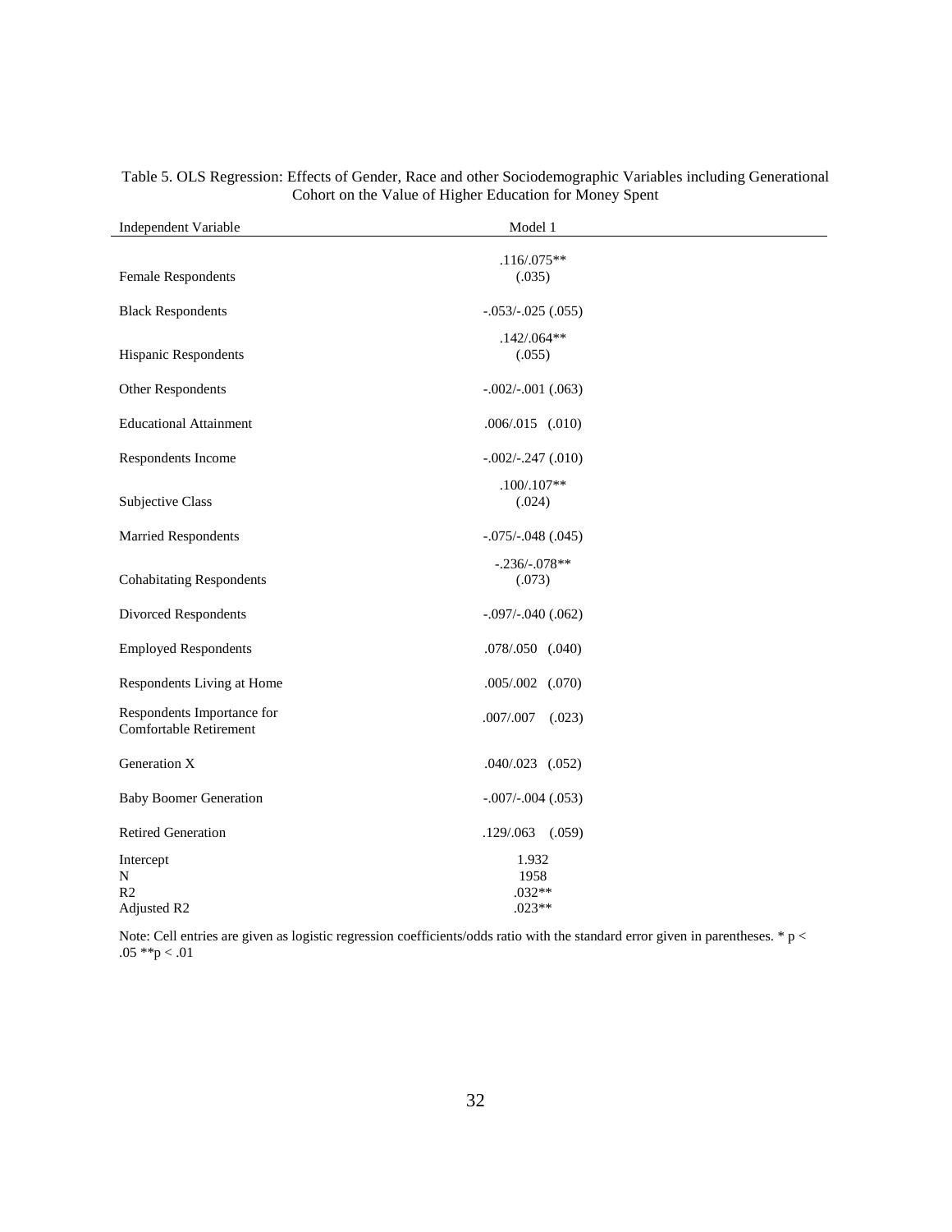Table 5. OLS Regression: Effects of Gender, Race and other Sociodemographic Variables including Generational Cohort on the Value of Higher Education for Money Spent

| Independent Variable | Model 1 |
|---|---|
| Female Respondents | .116/.075** (.035) |
| Black Respondents | -.053/-.025 (.055) |
| Hispanic Respondents | .142/.064** (.055) |
| Other Respondents | -.002/-.001 (.063) |
| Educational Attainment | .006/.015 (.010) |
| Respondents Income | -.002/-.247 (.010) |
| Subjective Class | .100/.107** (.024) |
| Married Respondents | -.075/-.048 (.045) |
| Cohabitating Respondents | -.236/-.078** (.073) |
| Divorced Respondents | -.097/-.040 (.062) |
| Employed Respondents | .078/.050 (.040) |
| Respondents Living at Home | .005/.002 (.070) |
| Respondents Importance for Comfortable Retirement | .007/.007 (.023) |
| Generation X | .040/.023 (.052) |
| Baby Boomer Generation | -.007/-.004 (.053) |
| Retired Generation | .129/.063 (.059) |
| Intercept | 1.932 |
| N | 1958 |
| R2 | .032** |
| Adjusted R2 | .023** |

Note: Cell entries are given as logistic regression coefficients/odds ratio with the standard error given in parentheses. * $p < .05$ ** $p < .01$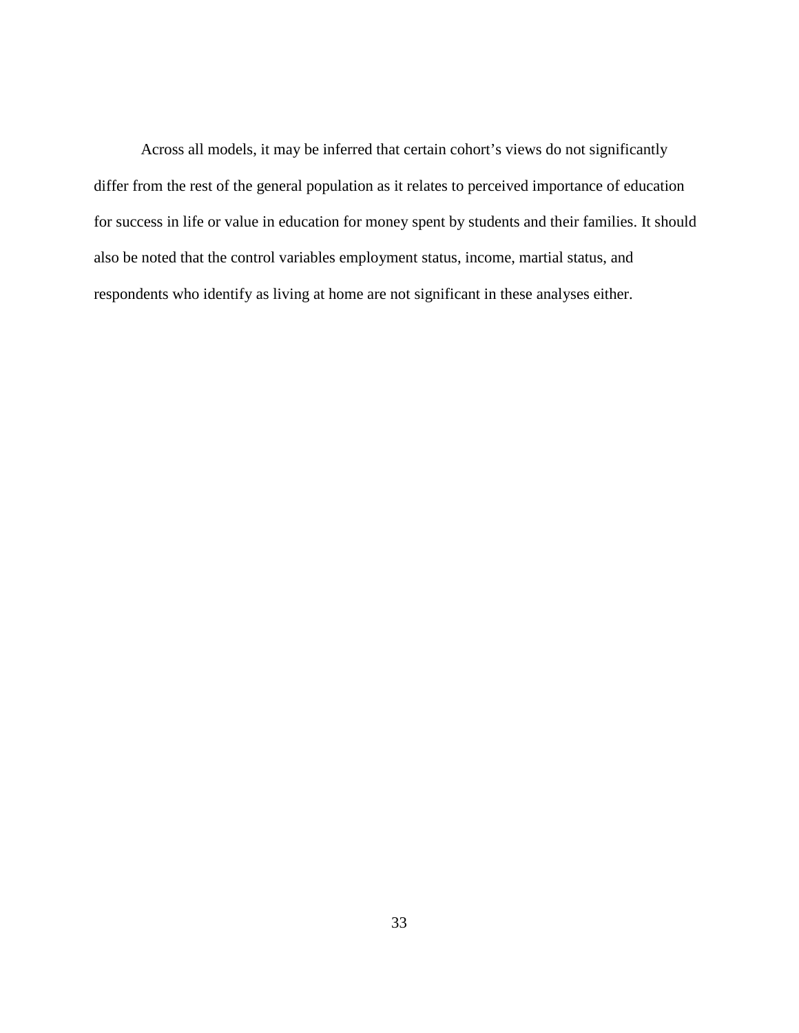Across all models, it may be inferred that certain cohort's views do not significantly differ from the rest of the general population as it relates to perceived importance of education for success in life or value in education for money spent by students and their families. It should also be noted that the control variables employment status, income, martial status, and respondents who identify as living at home are not significant in these analyses either.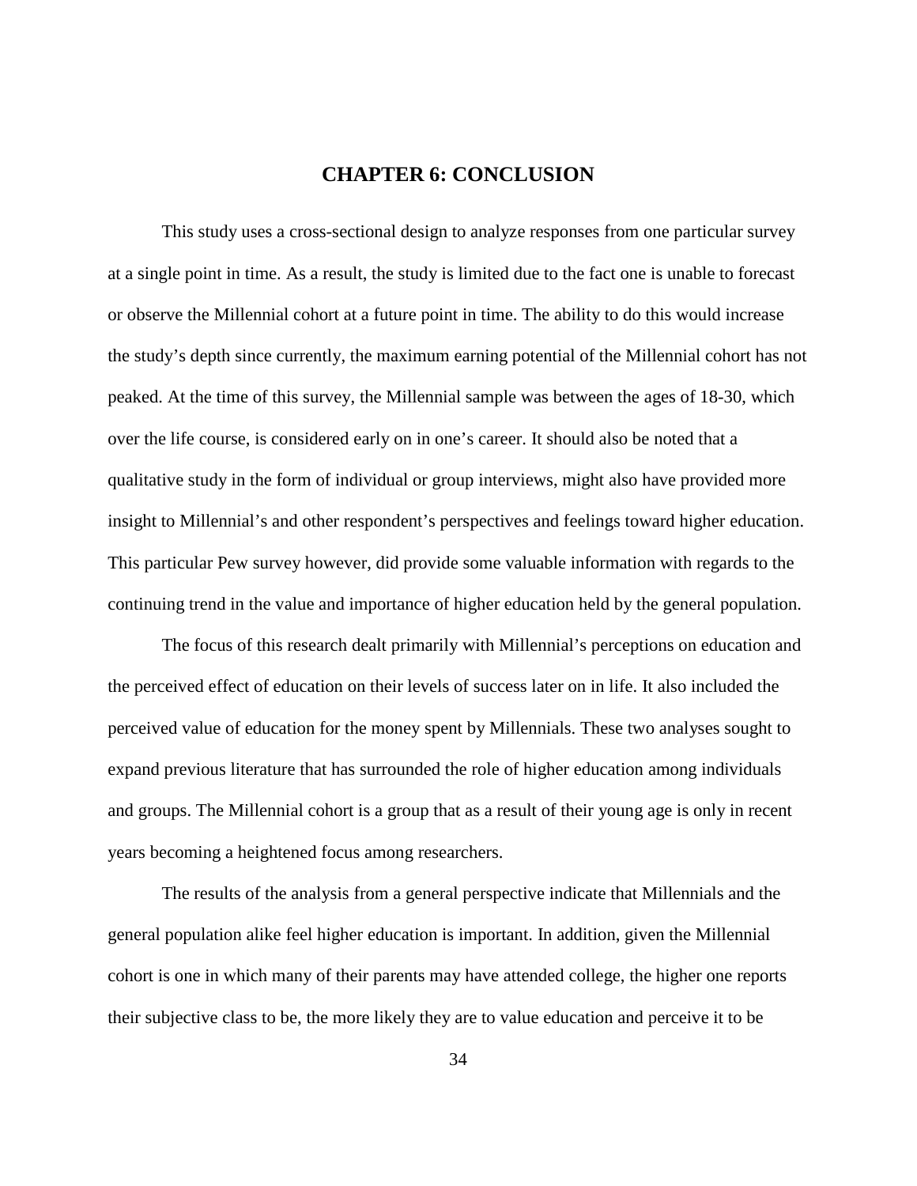# CHAPTER 6: CONCLUSION

This study uses a cross-sectional design to analyze responses from one particular survey at a single point in time. As a result, the study is limited due to the fact one is unable to forecast or observe the Millennial cohort at a future point in time. The ability to do this would increase the study's depth since currently, the maximum earning potential of the Millennial cohort has not peaked. At the time of this survey, the Millennial sample was between the ages of 18-30, which over the life course, is considered early on in one's career. It should also be noted that a qualitative study in the form of individual or group interviews, might also have provided more insight to Millennial's and other respondent's perspectives and feelings toward higher education. This particular Pew survey however, did provide some valuable information with regards to the continuing trend in the value and importance of higher education held by the general population.

The focus of this research dealt primarily with Millennial's perceptions on education and the perceived effect of education on their levels of success later on in life. It also included the perceived value of education for the money spent by Millennials. These two analyses sought to expand previous literature that has surrounded the role of higher education among individuals and groups. The Millennial cohort is a group that as a result of their young age is only in recent years becoming a heightened focus among researchers.

The results of the analysis from a general perspective indicate that Millennials and the general population alike feel higher education is important. In addition, given the Millennial cohort is one in which many of their parents may have attended college, the higher one reports their subjective class to be, the more likely they are to value education and perceive it to be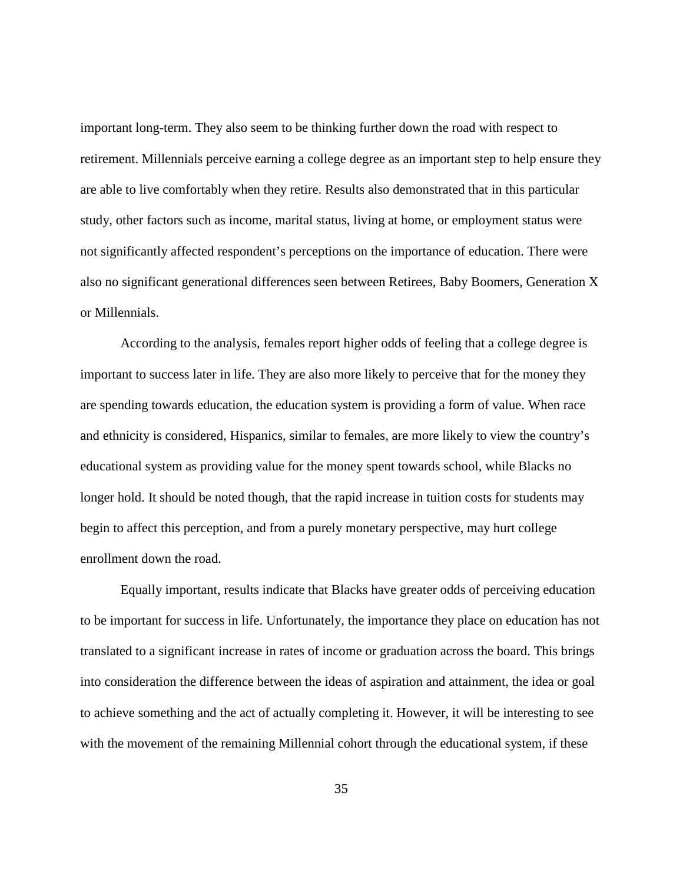important long-term. They also seem to be thinking further down the road with respect to retirement. Millennials perceive earning a college degree as an important step to help ensure they are able to live comfortably when they retire. Results also demonstrated that in this particular study, other factors such as income, marital status, living at home, or employment status were not significantly affected respondent's perceptions on the importance of education. There were also no significant generational differences seen between Retirees, Baby Boomers, Generation X or Millennials.

According to the analysis, females report higher odds of feeling that a college degree is important to success later in life. They are also more likely to perceive that for the money they are spending towards education, the education system is providing a form of value. When race and ethnicity is considered, Hispanics, similar to females, are more likely to view the country's educational system as providing value for the money spent towards school, while Blacks no longer hold. It should be noted though, that the rapid increase in tuition costs for students may begin to affect this perception, and from a purely monetary perspective, may hurt college enrollment down the road.

Equally important, results indicate that Blacks have greater odds of perceiving education to be important for success in life. Unfortunately, the importance they place on education has not translated to a significant increase in rates of income or graduation across the board. This brings into consideration the difference between the ideas of aspiration and attainment, the idea or goal to achieve something and the act of actually completing it. However, it will be interesting to see with the movement of the remaining Millennial cohort through the educational system, if these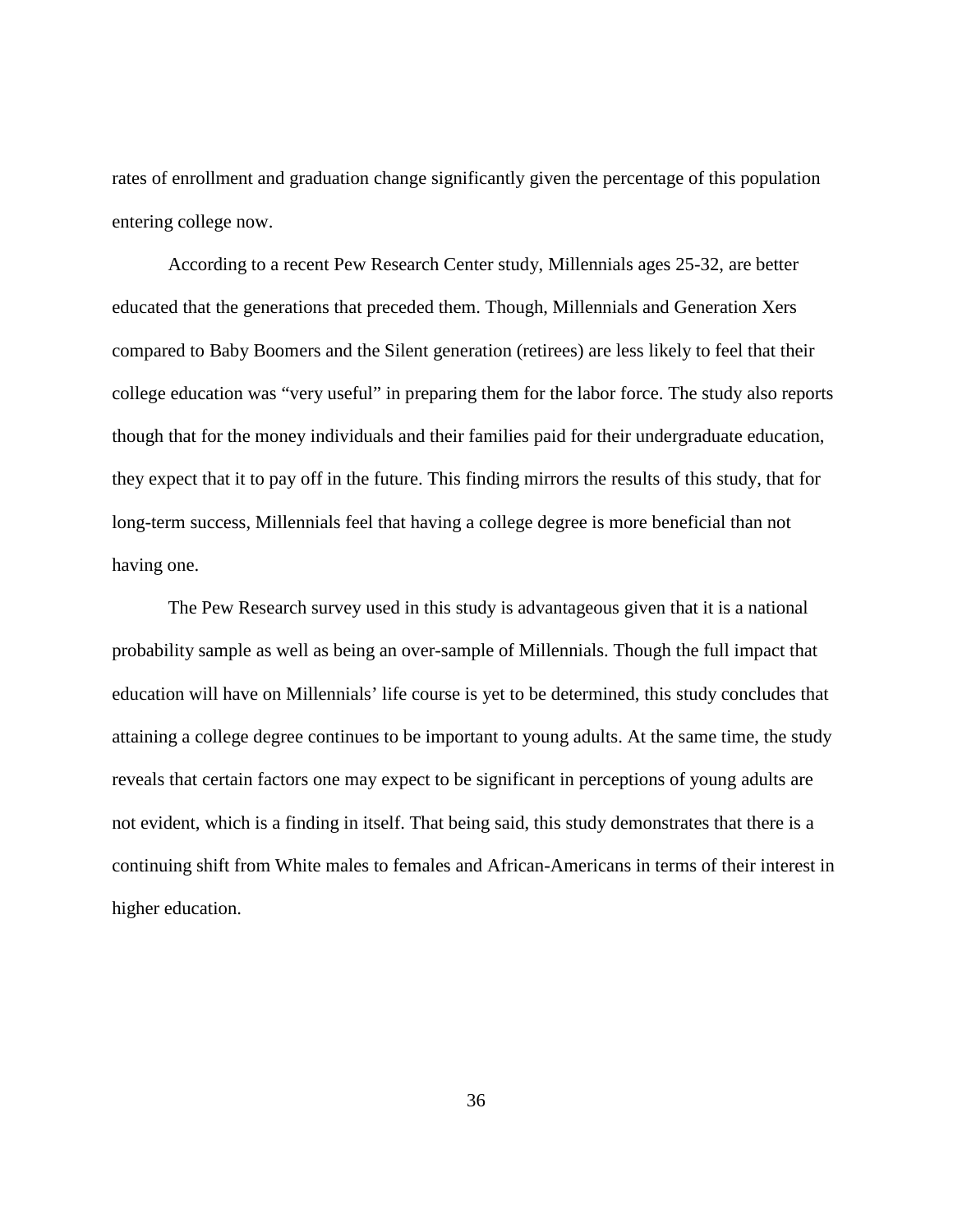rates of enrollment and graduation change significantly given the percentage of this population entering college now.

According to a recent Pew Research Center study, Millennials ages 25-32, are better educated that the generations that preceded them. Though, Millennials and Generation Xers compared to Baby Boomers and the Silent generation (retirees) are less likely to feel that their college education was "very useful" in preparing them for the labor force. The study also reports though that for the money individuals and their families paid for their undergraduate education, they expect that it to pay off in the future. This finding mirrors the results of this study, that for long-term success, Millennials feel that having a college degree is more beneficial than not having one.

The Pew Research survey used in this study is advantageous given that it is a national probability sample as well as being an over-sample of Millennials. Though the full impact that education will have on Millennials' life course is yet to be determined, this study concludes that attaining a college degree continues to be important to young adults. At the same time, the study reveals that certain factors one may expect to be significant in perceptions of young adults are not evident, which is a finding in itself. That being said, this study demonstrates that there is a continuing shift from White males to females and African-Americans in terms of their interest in higher education.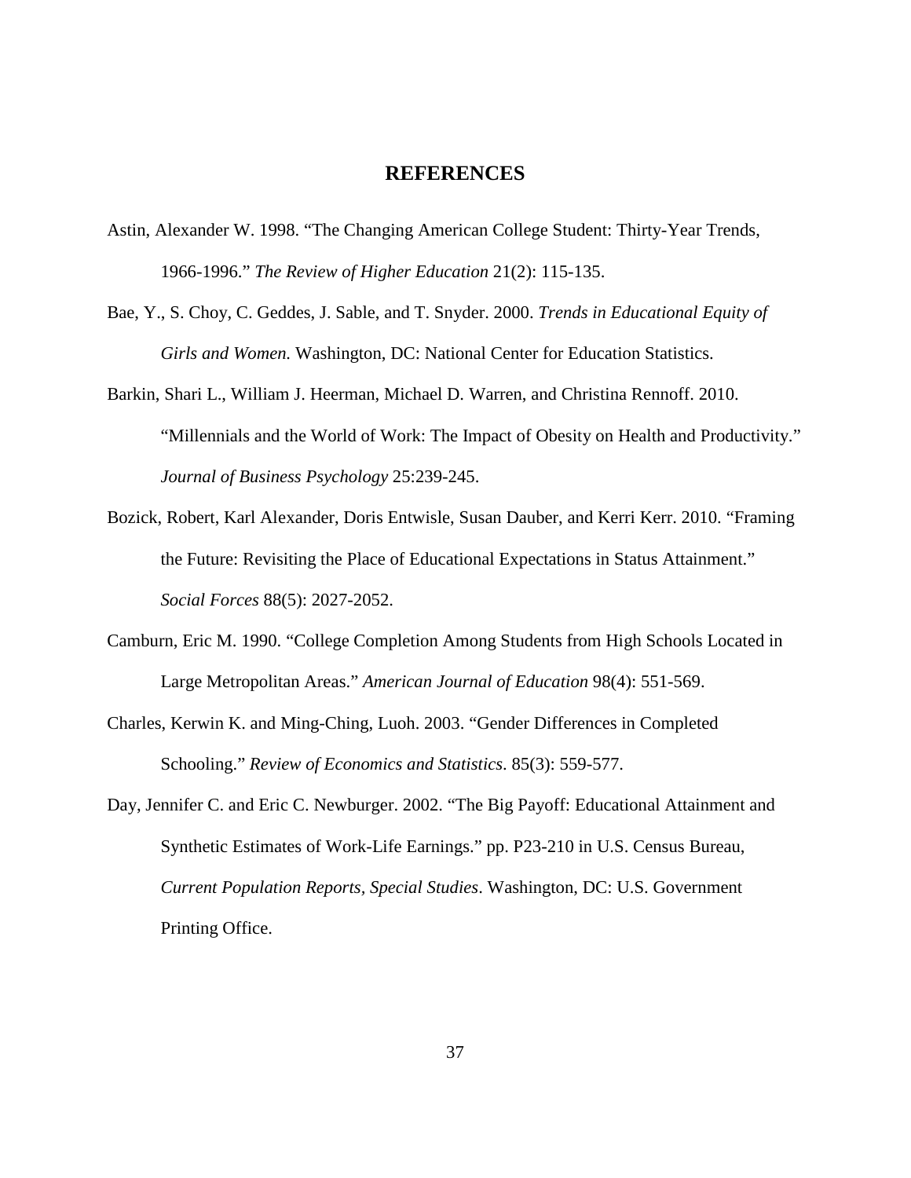# REFERENCES

Astin, Alexander W. 1998. "The Changing American College Student: Thirty-Year Trends, 1966-1996." *The Review of Higher Education* 21(2): 115-135.

Bae, Y., S. Choy, C. Geddes, J. Sable, and T. Snyder. 2000. *Trends in Educational Equity of Girls and Women.* Washington, DC: National Center for Education Statistics.

Barkin, Shari L., William J. Heerman, Michael D. Warren, and Christina Rennoff. 2010. "Millennials and the World of Work: The Impact of Obesity on Health and Productivity." *Journal of Business Psychology* 25:239-245.

Bozick, Robert, Karl Alexander, Doris Entwisle, Susan Dauber, and Kerri Kerr. 2010. "Framing the Future: Revisiting the Place of Educational Expectations in Status Attainment." *Social Forces* 88(5): 2027-2052.

Camburn, Eric M. 1990. "College Completion Among Students from High Schools Located in Large Metropolitan Areas." *American Journal of Education* 98(4): 551-569.

Charles, Kerwin K. and Ming-Ching, Luoh. 2003. "Gender Differences in Completed Schooling." *Review of Economics and Statistics*. 85(3): 559-577.

Day, Jennifer C. and Eric C. Newburger. 2002. "The Big Payoff: Educational Attainment and Synthetic Estimates of Work-Life Earnings." pp. P23-210 in U.S. Census Bureau, *Current Population Reports, Special Studies*. Washington, DC: U.S. Government Printing Office.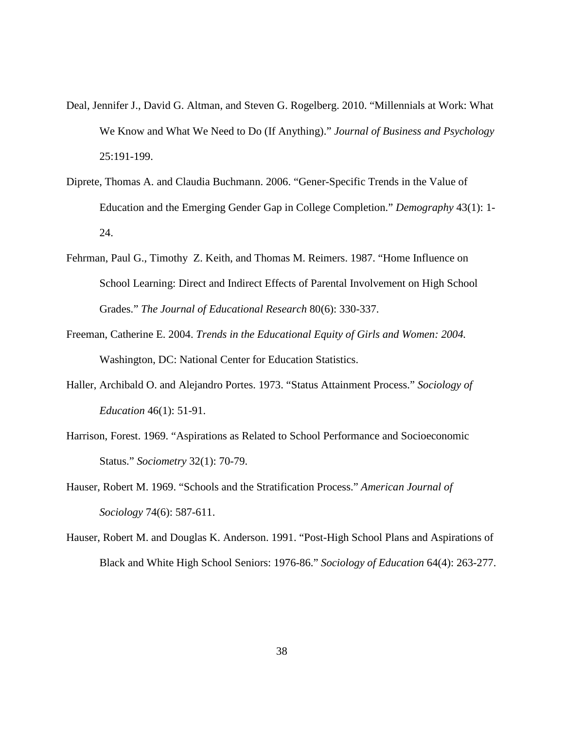Deal, Jennifer J., David G. Altman, and Steven G. Rogelberg. 2010. "Millennials at Work: What We Know and What We Need to Do (If Anything)." *Journal of Business and Psychology* 25:191-199.

Diprete, Thomas A. and Claudia Buchmann. 2006. "Gener-Specific Trends in the Value of Education and the Emerging Gender Gap in College Completion." *Demography* 43(1): 1-24.

Fehrman, Paul G., Timothy Z. Keith, and Thomas M. Reimers. 1987. "Home Influence on School Learning: Direct and Indirect Effects of Parental Involvement on High School Grades." *The Journal of Educational Research* 80(6): 330-337.

Freeman, Catherine E. 2004. *Trends in the Educational Equity of Girls and Women: 2004.* Washington, DC: National Center for Education Statistics.

Haller, Archibald O. and Alejandro Portes. 1973. "Status Attainment Process." *Sociology of Education* 46(1): 51-91.

Harrison, Forest. 1969. "Aspirations as Related to School Performance and Socioeconomic Status." *Sociometry* 32(1): 70-79.

Hauser, Robert M. 1969. "Schools and the Stratification Process." *American Journal of Sociology* 74(6): 587-611.

Hauser, Robert M. and Douglas K. Anderson. 1991. "Post-High School Plans and Aspirations of Black and White High School Seniors: 1976-86." *Sociology of Education* 64(4): 263-277.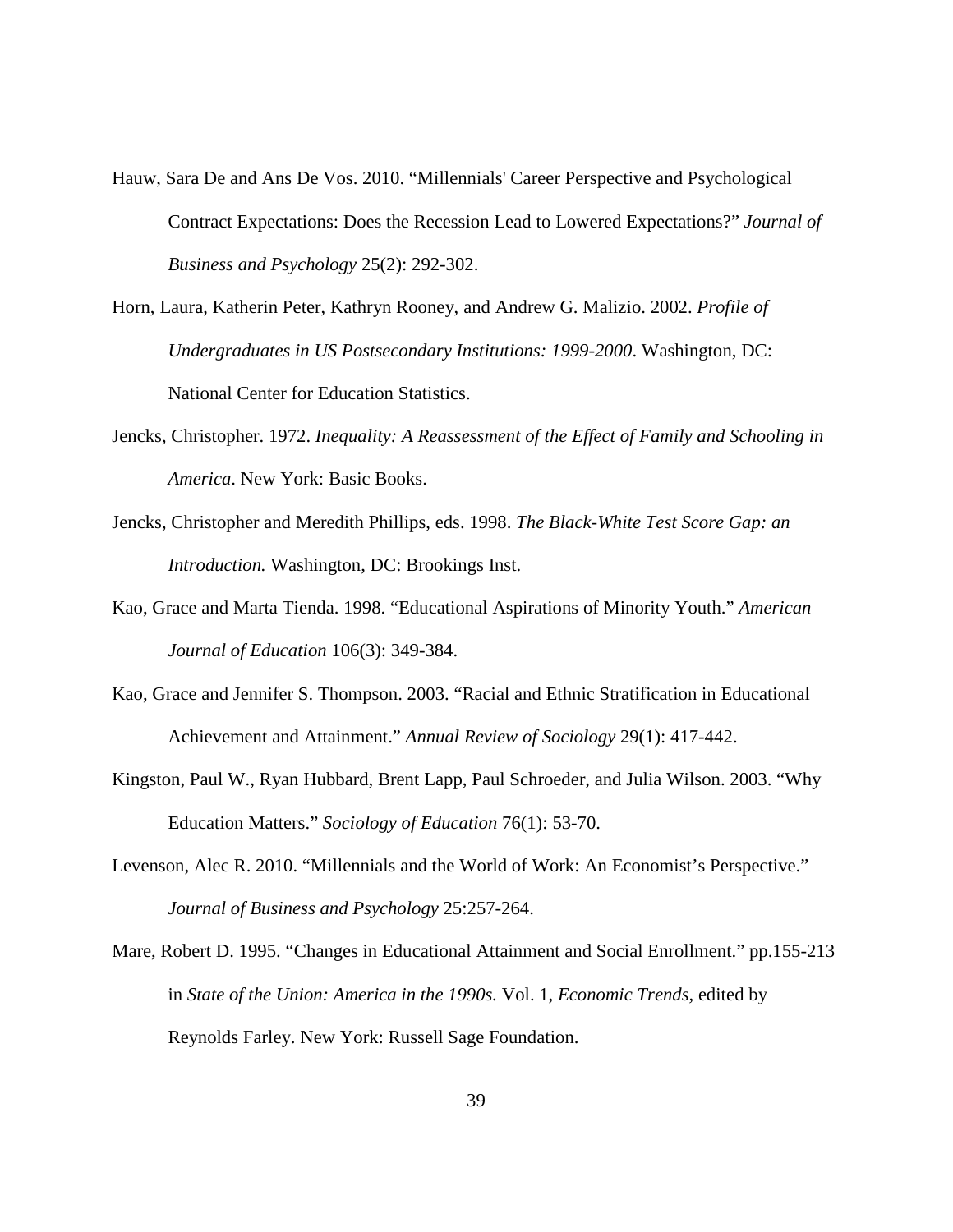Hauw, Sara De and Ans De Vos. 2010. "Millennials' Career Perspective and Psychological Contract Expectations: Does the Recession Lead to Lowered Expectations?" *Journal of Business and Psychology* 25(2): 292-302.

Horn, Laura, Katherin Peter, Kathryn Rooney, and Andrew G. Malizio. 2002. *Profile of Undergraduates in US Postsecondary Institutions: 1999-2000*. Washington, DC: National Center for Education Statistics.

Jencks, Christopher. 1972. *Inequality: A Reassessment of the Effect of Family and Schooling in America*. New York: Basic Books.

Jencks, Christopher and Meredith Phillips, eds. 1998. *The Black-White Test Score Gap: an Introduction.* Washington, DC: Brookings Inst.

Kao, Grace and Marta Tienda. 1998. "Educational Aspirations of Minority Youth." *American Journal of Education* 106(3): 349-384.

Kao, Grace and Jennifer S. Thompson. 2003. "Racial and Ethnic Stratification in Educational Achievement and Attainment." *Annual Review of Sociology* 29(1): 417-442.

Kingston, Paul W., Ryan Hubbard, Brent Lapp, Paul Schroeder, and Julia Wilson. 2003. "Why Education Matters." *Sociology of Education* 76(1): 53-70.

Levenson, Alec R. 2010. "Millennials and the World of Work: An Economist's Perspective." *Journal of Business and Psychology* 25:257-264.

Mare, Robert D. 1995. "Changes in Educational Attainment and Social Enrollment." pp.155-213 in *State of the Union: America in the 1990s.* Vol. 1, *Economic Trends,* edited by Reynolds Farley. New York: Russell Sage Foundation.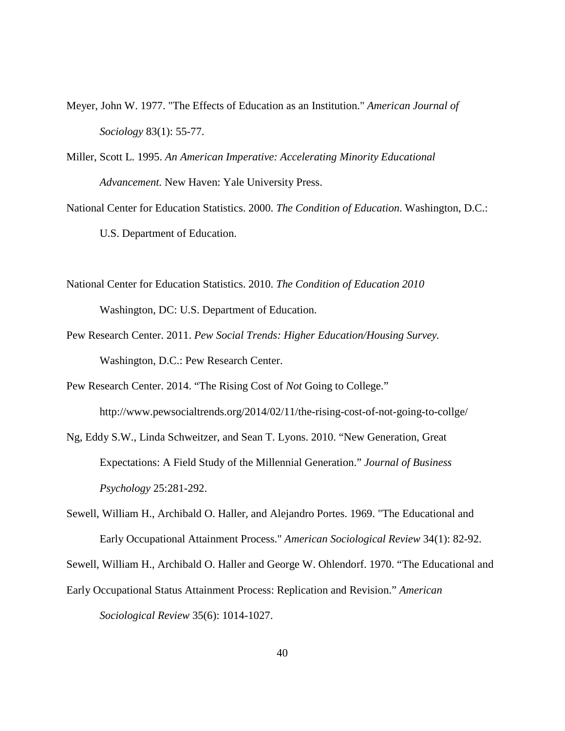Meyer, John W. 1977. "The Effects of Education as an Institution." *American Journal of Sociology* 83(1): 55-77.

Miller, Scott L. 1995. *An American Imperative: Accelerating Minority Educational Advancement.* New Haven: Yale University Press.

National Center for Education Statistics. 2000. *The Condition of Education*. Washington, D.C.: U.S. Department of Education.

National Center for Education Statistics. 2010. *The Condition of Education 2010* Washington, DC: U.S. Department of Education.

Pew Research Center. 2011. *Pew Social Trends: Higher Education/Housing Survey.* Washington, D.C.: Pew Research Center.

Pew Research Center. 2014. "The Rising Cost of *Not* Going to College." http://www.pewsocialtrends.org/2014/02/11/the-rising-cost-of-not-going-to-collge/

Ng, Eddy S.W., Linda Schweitzer, and Sean T. Lyons. 2010. "New Generation, Great Expectations: A Field Study of the Millennial Generation." *Journal of Business Psychology* 25:281-292.

Sewell, William H., Archibald O. Haller, and Alejandro Portes. 1969. "The Educational and Early Occupational Attainment Process." *American Sociological Review* 34(1): 82-92.

Sewell, William H., Archibald O. Haller and George W. Ohlendorf. 1970. "The Educational and Early Occupational Status Attainment Process: Replication and Revision." *American Sociological Review* 35(6): 1014-1027.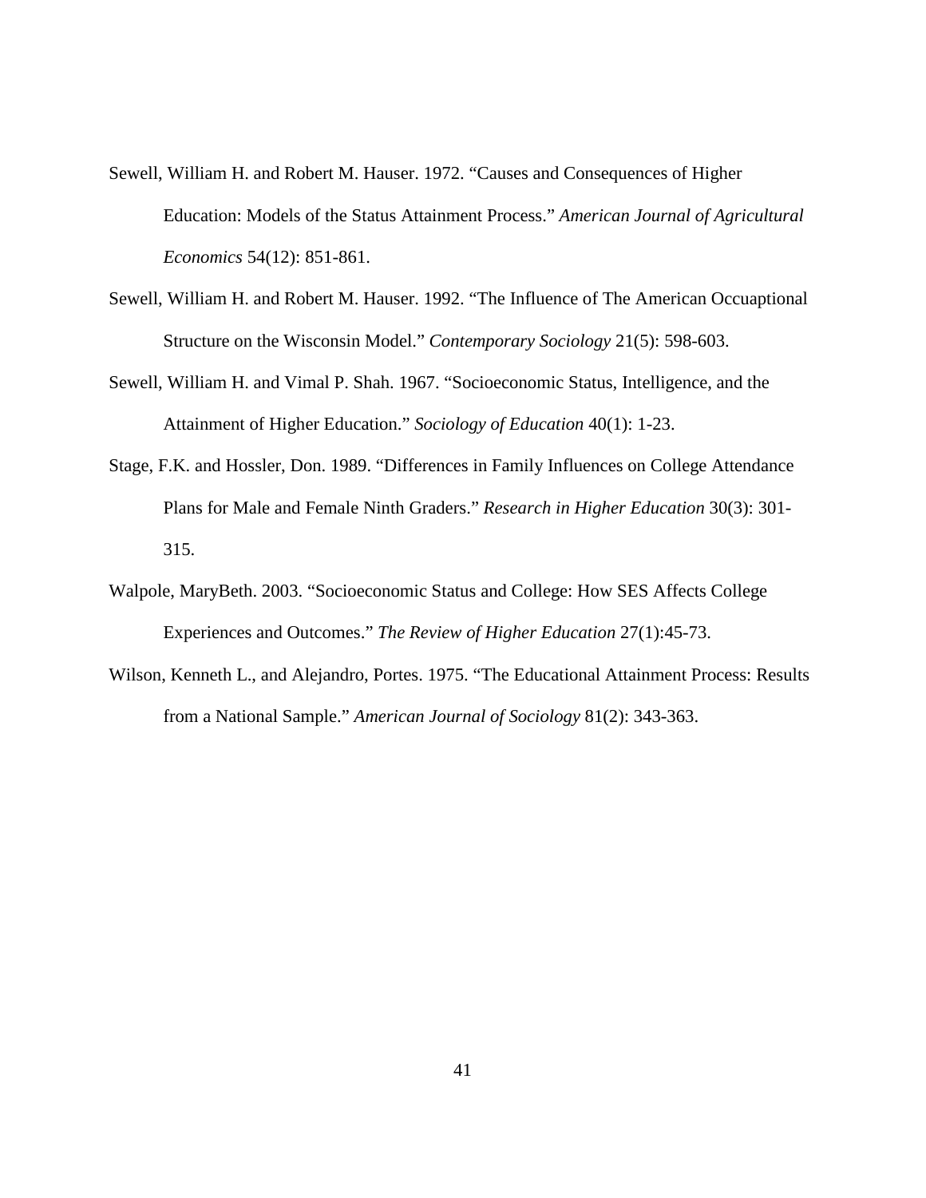Sewell, William H. and Robert M. Hauser. 1972. “Causes and Consequences of Higher Education: Models of the Status Attainment Process.” *American Journal of Agricultural Economics* 54(12): 851-861.

Sewell, William H. and Robert M. Hauser. 1992. “The Influence of The American Occuaptional Structure on the Wisconsin Model.” *Contemporary Sociology* 21(5): 598-603.

Sewell, William H. and Vimal P. Shah. 1967. “Socioeconomic Status, Intelligence, and the Attainment of Higher Education.” *Sociology of Education* 40(1): 1-23.

Stage, F.K. and Hossler, Don. 1989. “Differences in Family Influences on College Attendance Plans for Male and Female Ninth Graders.” *Research in Higher Education* 30(3): 301-315.

Walpole, MaryBeth. 2003. “Socioeconomic Status and College: How SES Affects College Experiences and Outcomes.” *The Review of Higher Education* 27(1):45-73.

Wilson, Kenneth L., and Alejandro, Portes. 1975. “The Educational Attainment Process: Results from a National Sample.” *American Journal of Sociology* 81(2): 343-363.